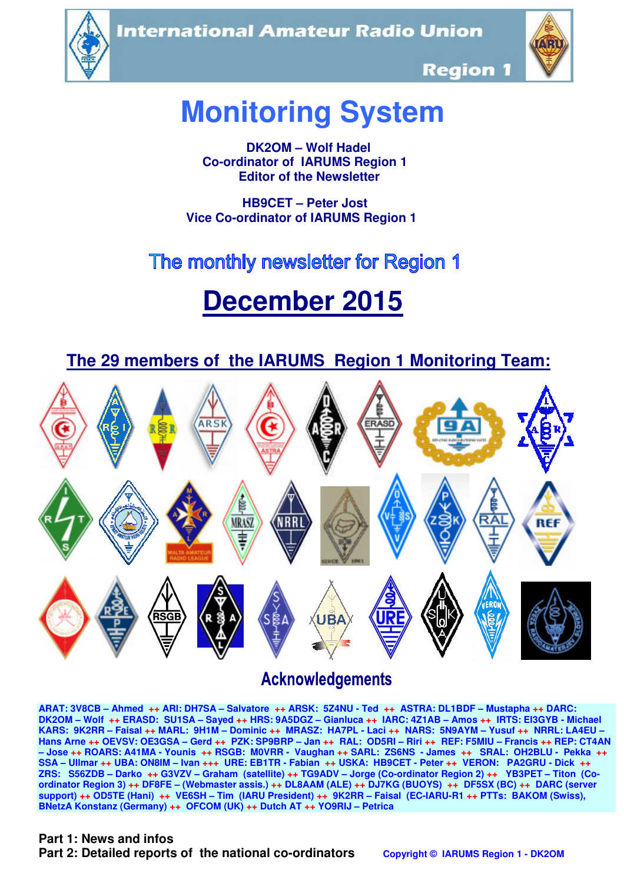International Amateur Radio Union

Region 1

# Monitoring System

**DK2OM – Wolf Hadel**
**Co-ordinator of IARUMS Region 1**
**Editor of the Newsletter**

**HB9CET – Peter Jost**
**Vice Co-ordinator of IARUMS Region 1**

## The monthly newsletter for Region 1

# December 2015

## The 29 members of the IARUMS Region 1 Monitoring Team:

## Acknowledgements

**ARAT: 3V8CB – Ahmed ++ ARI: DH7SA – Salvatore ++ ARSK: 5Z4NU - Ted ++ ASTRA: DL1BDF – Mustapha ++ DARC: DK2OM – Wolf ++ ERASD: SU1SA – Sayed ++ HRS: 9A5DGZ – Gianluca ++ IARC: 4Z1AB – Amos ++ IRTS: EI3GYB - Michael KARS: 9K2RR – Faisal ++ MARL: 9H1M – Dominic ++ MRASZ: HA7PL - Laci ++ NARS: 5N9AYM – Yusuf ++ NRRL: LA4EU – Hans Arne ++ OEVSV: OE3GSA – Gerd ++ PZK: SP9BRP – Jan ++ RAL: OD5RI – Riri ++ REF: F5MIU – Francis ++ REP: CT4AN – Jose ++ ROARS: A41MA - Younis ++ RSGB: M0VRR - Vaughan ++ SARL: ZS6NS - James ++ SRAL: OH2BLU - Pekka ++ SSA – Ullmar ++ UBA: ON8IM – Ivan +++ URE: EB1TR - Fabian ++ USKA: HB9CET - Peter ++ VERON: PA2GRU - Dick ++ ZRS: S56ZDB – Darko ++ G3VZV – Graham (satellite) ++ TG9ADV – Jorge (Co-ordinator Region 2) ++ YB3PET – Titon (Co-ordinator Region 3) ++ DF8FE – (Webmaster assis.) ++ DL8AAM (ALE) ++ DJ7KG (BUOYS) ++ DF5SX (BC) ++ DARC (server support) ++ OD5TE (Hani) ++ VE6SH – Tim (IARU President) ++ 9K2RR – Faisal (EC-IARU-R1 ++ PTTs: BAKOM (Swiss), BNetzA Konstanz (Germany) ++ OFCOM (UK) ++ Dutch AT ++ YO9RIJ – Petrica**

**Part 1: News and infos**
**Part 2: Detailed reports of the national co-ordinators**

Copyright © IARUMS Region 1 - DK2OM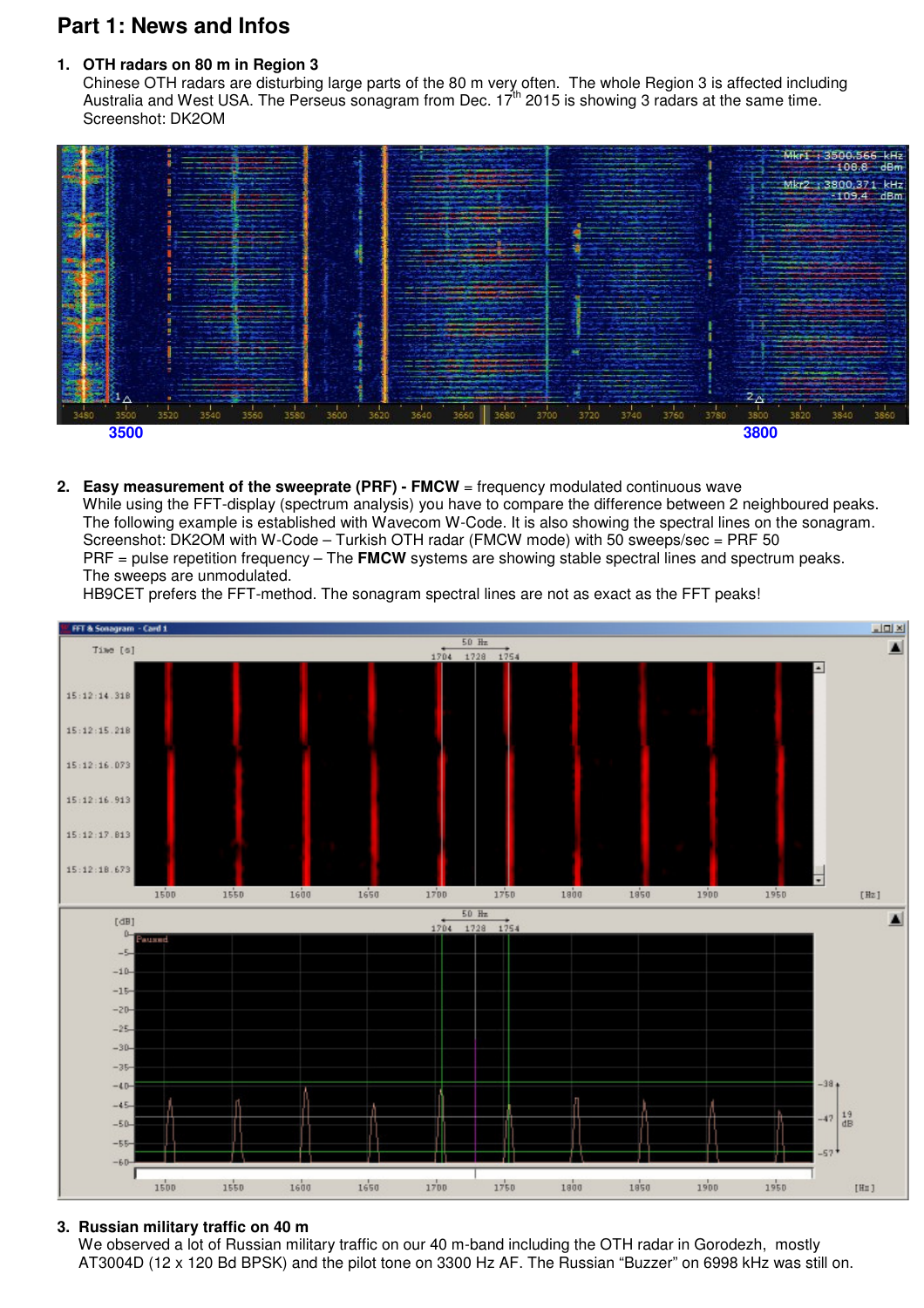# Part 1: News and Infos

1. **OTH radars on 80 m in Region 3**
   Chinese OTH radars are disturbing large parts of the 80 m very often. The whole Region 3 is affected including Australia and West USA. The Perseus sonagram from Dec. 17th 2015 is showing 3 radars at the same time.
   Screenshot: DK2OM

2. **Easy measurement of the sweeprate (PRF) - FMCW** = frequency modulated continuous wave
   While using the FFT-display (spectrum analysis) you have to compare the difference between 2 neighboured peaks. The following example is established with Wavecom W-Code. It is also showing the spectral lines on the sonagram.
   Screenshot: DK2OM with W-Code – Turkish OTH radar (FMCW mode) with 50 sweeps/sec = PRF 50
   PRF = pulse repetition frequency – The **FMCW** systems are showing stable spectral lines and spectrum peaks. The sweeps are unmodulated.
   HB9CET prefers the FFT-method. The sonagram spectral lines are not as exact as the FFT peaks!

3. **Russian military traffic on 40 m**
   We observed a lot of Russian military traffic on our 40 m-band including the OTH radar in Gorodezh, mostly AT3004D (12 x 120 Bd BPSK) and the pilot tone on 3300 Hz AF. The Russian "Buzzer" on 6998 kHz was still on.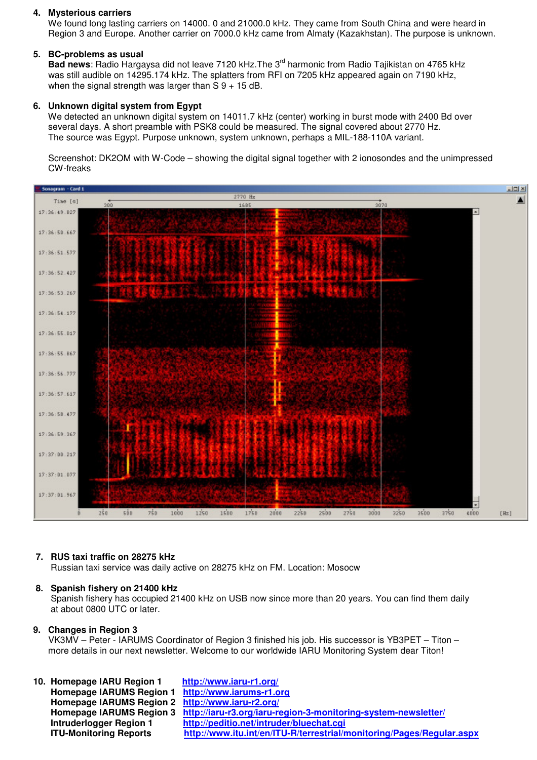4. **Mysterious carriers**
   We found long lasting carriers on 14000. 0 and 21000.0 kHz. They came from South China and were heard in Region 3 and Europe. Another carrier on 7000.0 kHz came from Almaty (Kazakhstan). The purpose is unknown.

5. **BC-problems as usual**
   **Bad news**: Radio Hargaysa did not leave 7120 kHz.The 3rd harmonic from Radio Tajikistan on 4765 kHz was still audible on 14295.174 kHz. The splatters from RFI on 7205 kHz appeared again on 7190 kHz, when the signal strength was larger than S 9 + 15 dB.

6. **Unknown digital system from Egypt**
   We detected an unknown digital system on 14011.7 kHz (center) working in burst mode with 2400 Bd over several days. A short preamble with PSK8 could be measured. The signal covered about 2770 Hz. The source was Egypt. Purpose unknown, system unknown, perhaps a MIL-188-110A variant.

   Screenshot: DK2OM with W-Code – showing the digital signal together with 2 ionosondes and the unimpressed CW-freaks

7. **RUS taxi traffic on 28275 kHz**
   Russian taxi service was daily active on 28275 kHz on FM. Location: Mosocw

8. **Spanish fishery on 21400 kHz**
   Spanish fishery has occupied 21400 kHz on USB now since more than 20 years. You can find them daily at about 0800 UTC or later.

9. **Changes in Region 3**
   VK3MV – Peter - IARUMS Coordinator of Region 3 finished his job. His successor is YB3PET – Titon – more details in our next newsletter. Welcome to our worldwide IARU Monitoring System dear Titon!

10. **Homepage IARU Region 1** http://www.iaru-r1.org/
    **Homepage IARUMS Region 1** http://www.iarums-r1.org
    **Homepage IARUMS Region 2** http://www.iaru-r2.org/
    **Homepage IARUMS Region 3** http://iaru-r3.org/iaru-region-3-monitoring-system-newsletter/
    **Intruderlogger Region 1** http://peditio.net/intruder/bluechat.cgi
    **ITU-Monitoring Reports** http://www.itu.int/en/ITU-R/terrestrial/monitoring/Pages/Regular.aspx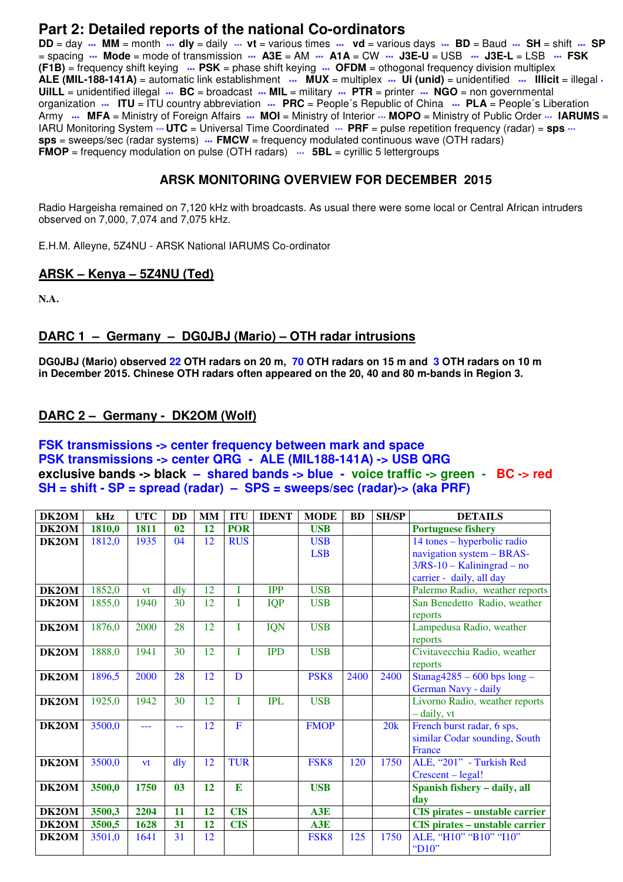# Part 2: Detailed reports of the national Co-ordinators

**DD** = day ••• **MM** = month ••• **dly** = daily ••• **vt** = various times ••• **vd** = various days ••• **BD** = Baud ••• **SH** = shift ••• **SP** = spacing ••• **Mode** = mode of transmission ••• **A3E** = AM ••• **A1A** = CW ••• **J3E-U** = USB ••• **J3E-L** = LSB ••• **FSK (F1B)** = frequency shift keying ••• **PSK** = phase shift keying ••• **OFDM** = othogonal frequency division multiplex **ALE (MIL-188-141A)** = automatic link establishment ••• **MUX** = multiplex ••• **Ui (unid)** = unidentified ••• **Illicit** = illegal • **UiILL** = unidentified illegal ••• **BC** = broadcast ••• **MIL** = military ••• **PTR** = printer ••• **NGO** = non governmental organization ••• **ITU** = ITU country abbreviation ••• **PRC** = People´s Republic of China ••• **PLA** = People´s Liberation Army ••• **MFA** = Ministry of Foreign Affairs ••• **MOI** = Ministry of Interior ••• **MOPO** = Ministry of Public Order ••• **IARUMS** = IARU Monitoring System ••• **UTC** = Universal Time Coordinated ••• **PRF** = pulse repetition frequency (radar) = **sps** ••• **sps** = sweeps/sec (radar systems) ••• **FMCW** = frequency modulated continuous wave (OTH radars) **FMOP** = frequency modulation on pulse (OTH radars) ••• **5BL** = cyrillic 5 lettergroups

**ARSK MONITORING OVERVIEW FOR DECEMBER 2015**

Radio Hargeisha remained on 7,120 kHz with broadcasts. As usual there were some local or Central African intruders observed on 7,000, 7,074 and 7,075 kHz.

E.H.M. Alleyne, 5Z4NU - ARSK National IARUMS Co-ordinator

## ARSK – Kenya – 5Z4NU (Ted)

**N.A.**

## DARC 1 – Germany – DG0JBJ (Mario) – OTH radar intrusions

**DG0JBJ (Mario) observed 22 OTH radars on 20 m, 70 OTH radars on 15 m and 3 OTH radars on 10 m in December 2015. Chinese OTH radars often appeared on the 20, 40 and 80 m-bands in Region 3.**

## DARC 2 – Germany - DK2OM (Wolf)

**FSK transmissions -> center frequency between mark and space**
**PSK transmissions -> center QRG - ALE (MIL188-141A) -> USB QRG**
**exclusive bands -> black – shared bands -> blue - voice traffic -> green - BC -> red**
**SH = shift - SP = spread (radar) – SPS = sweeps/sec (radar)-> (aka PRF)**

| DK2OM | kHz | UTC | DD | MM | ITU | IDENT | MODE | BD | SH/SP | DETAILS |
|---|---|---|---|---|---|---|---|---|---|---|
| DK2OM | **1810,0** | **1811** | **02** | **12** | **POR** | | **USB** | | | **Portuguese fishery** |
| DK2OM | 1812,0 | 1935 | 04 | 12 | RUS | | USB LSB | | | 14 tones – hyperbolic radio navigation system – BRAS-3/RS-10 – Kaliningrad – no carrier - daily, all day |
| DK2OM | 1852,0 | vt | dly | 12 | I | IPP | USB | | | Palermo Radio, weather reports |
| DK2OM | 1855,0 | 1940 | 30 | 12 | I | IQP | USB | | | San Benedetto Radio, weather reports |
| DK2OM | 1876,0 | 2000 | 28 | 12 | I | IQN | USB | | | Lampedusa Radio, weather reports |
| DK2OM | 1888,0 | 1941 | 30 | 12 | I | IPD | USB | | | Civitavecchia Radio, weather reports |
| DK2OM | 1896,5 | 2000 | 28 | 12 | D | | PSK8 | 2400 | 2400 | Stanag4285 – 600 bps long – German Navy - daily |
| DK2OM | 1925,0 | 1942 | 30 | 12 | I | IPL | USB | | | Livorno Radio, weather reports – daily, vt |
| DK2OM | 3500,0 | --- | -- | 12 | F | | FMOP | | 20k | French burst radar, 6 sps, similar Codar sounding, South France |
| DK2OM | 3500,0 | vt | dly | 12 | TUR | | FSK8 | 120 | 1750 | ALE, “201” - Turkish Red Crescent – legal! |
| DK2OM | **3500,0** | **1750** | **03** | **12** | **E** | | **USB** | | | **Spanish fishery – daily, all day** |
| DK2OM | **3500,3** | **2204** | **11** | **12** | **CIS** | | **A3E** | | | **CIS pirates – unstable carrier** |
| DK2OM | **3500,5** | **1628** | **31** | **12** | **CIS** | | **A3E** | | | **CIS pirates – unstable carrier** |
| DK2OM | 3501,0 | 1641 | 31 | 12 | | | FSK8 | 125 | 1750 | ALE, “H10” “B10” “I10” “D10” |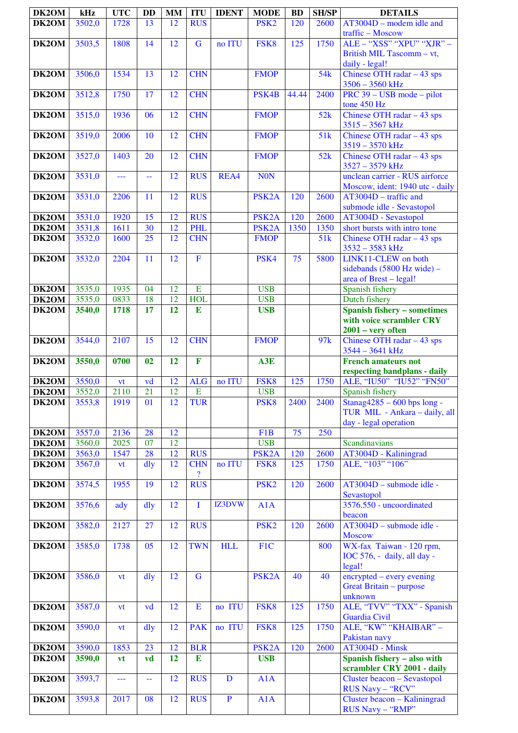| DK2OM | kHz | UTC | DD | MM | ITU | IDENT | MODE | BD | SH/SP | DETAILS |
|---|---|---|---|---|---|---|---|---|---|---|
| DK2OM | 3502,0 | 1728 | 13 | 12 | RUS | | PSK2 | 120 | 2600 | AT3004D – modem idle and traffic – Moscow |
| DK2OM | 3503,5 | 1808 | 14 | 12 | G | no ITU | FSK8 | 125 | 1750 | ALE – "XSS" "XPU" "XJR" – British MIL Tascomm – vt, daily - legal! |
| DK2OM | 3506,0 | 1534 | 13 | 12 | CHN | | FMOP | | 54k | Chinese OTH radar – 43 sps 3506 – 3560 kHz |
| DK2OM | 3512,8 | 1750 | 17 | 12 | CHN | | PSK4B | 44.44 | 2400 | PRC 39 – USB mode – pilot tone 450 Hz |
| DK2OM | 3515,0 | 1936 | 06 | 12 | CHN | | FMOP | | 52k | Chinese OTH radar – 43 sps 3515 – 3567 kHz |
| DK2OM | 3519,0 | 2006 | 10 | 12 | CHN | | FMOP | | 51k | Chinese OTH radar – 43 sps 3519 – 3570 kHz |
| DK2OM | 3527,0 | 1403 | 20 | 12 | CHN | | FMOP | | 52k | Chinese OTH radar – 43 sps 3527 – 3579 kHz |
| DK2OM | 3531,0 | --- | -- | 12 | RUS | REA4 | N0N | | | unclean carrier - RUS airforce Moscow, ident: 1940 utc - daily |
| DK2OM | 3531,0 | 2206 | 11 | 12 | RUS | | PSK2A | 120 | 2600 | AT3004D – traffic and submode idle - Sevastopol |
| DK2OM | 3531,0 | 1920 | 15 | 12 | RUS | | PSK2A | 120 | 2600 | AT3004D - Sevastopol |
| DK2OM | 3531,8 | 1611 | 30 | 12 | PHL | | PSK2A | 1350 | 1350 | short bursts with intro tone |
| DK2OM | 3532,0 | 1600 | 25 | 12 | CHN | | FMOP | | 51k | Chinese OTH radar – 43 sps 3532 – 3583 kHz |
| DK2OM | 3532,0 | 2204 | 11 | 12 | F | | PSK4 | 75 | 5800 | LINK11-CLEW on both sidebands (5800 Hz wide) – area of Brest – legal! |
| DK2OM | 3535,0 | 1935 | 04 | 12 | E | | USB | | | Spanish fishery |
| DK2OM | 3535,0 | 0833 | 18 | 12 | HOL | | USB | | | Dutch fishery |
| DK2OM | **3540,0** | **1718** | **17** | **12** | **E** | | **USB** | | | **Spanish fishery – sometimes with voice scrambler CRY 2001 – very often** |
| DK2OM | 3544,0 | 2107 | 15 | 12 | CHN | | FMOP | | 97k | Chinese OTH radar – 43 sps 3544 – 3641 kHz |
| DK2OM | **3550,0** | **0700** | **02** | **12** | **F** | | **A3E** | | | **French amateurs not respecting bandplans - daily** |
| DK2OM | 3550,0 | vt | vd | 12 | ALG | no ITU | FSK8 | 125 | 1750 | ALE, "IU50" "IU52" "FN50" |
| DK2OM | 3552,0 | 2110 | 21 | 12 | E | | USB | | | Spanish fishery |
| DK2OM | 3553,8 | 1919 | 01 | 12 | TUR | | PSK8 | 2400 | 2400 | Stanag4285 – 600 bps long - TUR MIL - Ankara – daily, all day - legal operation |
| DK2OM | 3557,0 | 2136 | 28 | 12 | | | F1B | 75 | 250 | |
| DK2OM | 3560,0 | 2025 | 07 | 12 | | | USB | | | Scandinavians |
| DK2OM | 3563,0 | 1547 | 28 | 12 | RUS | | PSK2A | 120 | 2600 | AT3004D - Kaliningrad |
| DK2OM | 3567,0 | vt | dly | 12 | CHN ? | no ITU | FSK8 | 125 | 1750 | ALE, "103" "106" |
| DK2OM | 3574,5 | 1955 | 19 | 12 | RUS | | PSK2 | 120 | 2600 | AT3004D – submode idle - Sevastopol |
| DK2OM | 3576,6 | ady | dly | 12 | I | IZ3DVW | A1A | | | 3576.550 - uncoordinated beacon |
| DK2OM | 3582,0 | 2127 | 27 | 12 | RUS | | PSK2 | 120 | 2600 | AT3004D – submode idle - Moscow |
| DK2OM | 3585,0 | 1738 | 05 | 12 | TWN | HLL | F1C | | 800 | WX-fax Taiwan - 120 rpm, IOC 576, - daily, all day - legal! |
| DK2OM | 3586,0 | vt | dly | 12 | G | | PSK2A | 40 | 40 | encrypted – every evening Great Britain – purpose unknown |
| DK2OM | 3587,0 | vt | vd | 12 | E | no ITU | FSK8 | 125 | 1750 | ALE, "TVV" "TXX" - Spanish Guardia Civil |
| DK2OM | 3590,0 | vt | dly | 12 | PAK | no ITU | FSK8 | 125 | 1750 | ALE, "KW" "KHAIBAR" – Pakistan navy |
| DK2OM | 3590,0 | 1853 | 23 | 12 | BLR | | PSK2A | 120 | 2600 | AT3004D - Minsk |
| DK2OM | **3590,0** | **vt** | **vd** | **12** | **E** | | **USB** | | | **Spanish fishery – also with scrambler CRY 2001 - daily** |
| DK2OM | 3593,7 | --- | -- | 12 | RUS | D | A1A | | | Cluster beacon – Sevastopol RUS Navy – "RCV" |
| DK2OM | 3593,8 | 2017 | 08 | 12 | RUS | P | A1A | | | Cluster beacon – Kaliningrad RUS Navy – "RMP" |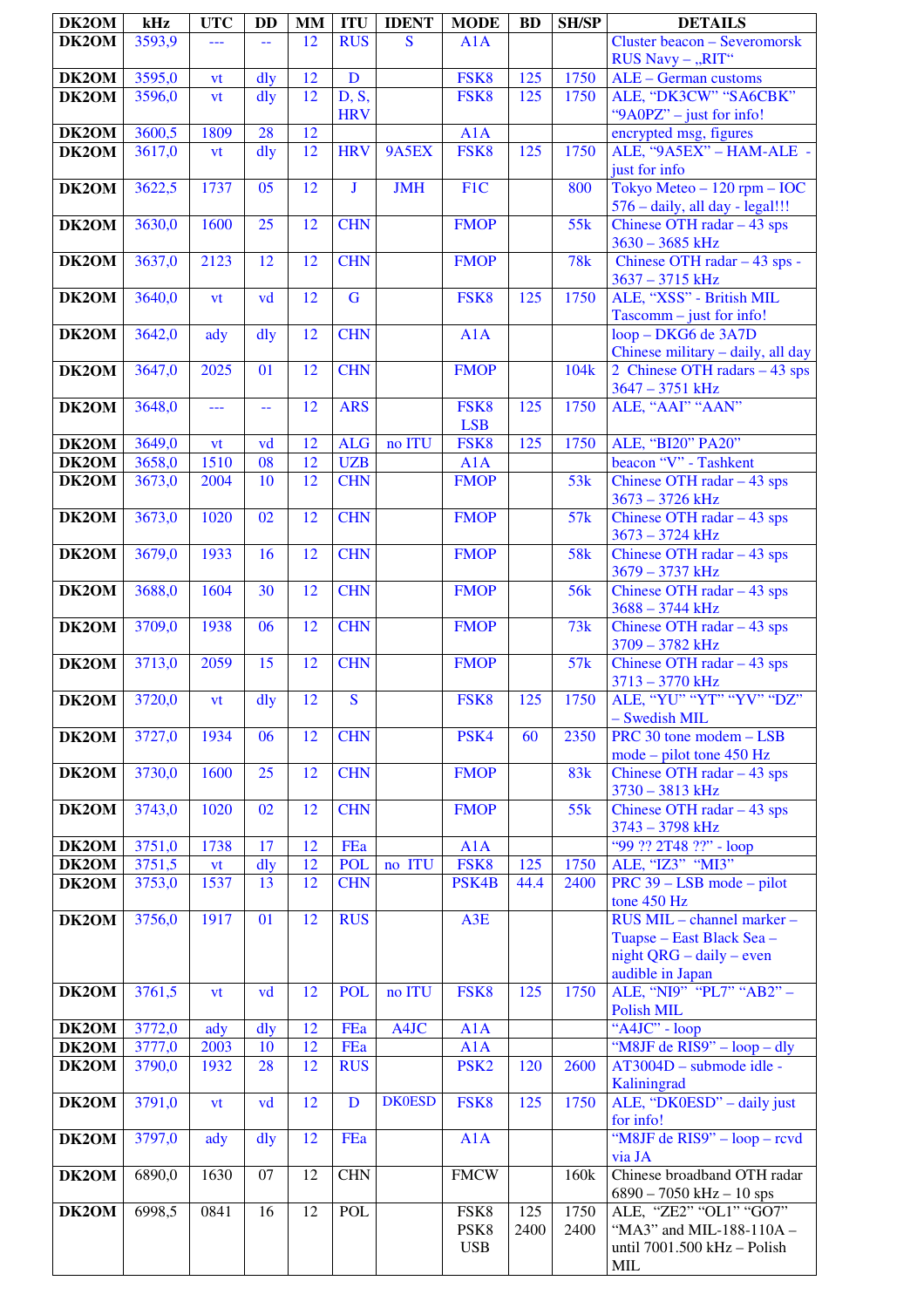| DK2OM | kHz | UTC | DD | MM | ITU | IDENT | MODE | BD | SH/SP | DETAILS |
|---|---|---|---|---|---|---|---|---|---|---|
| DK2OM | 3593,9 | --- | -- | 12 | RUS | S | A1A | | | Cluster beacon – Severomorsk RUS Navy – „RIT“ |
| DK2OM | 3595,0 | vt | dly | 12 | D | | FSK8 | 125 | 1750 | ALE – German customs |
| DK2OM | 3596,0 | vt | dly | 12 | D, S, HRV | | FSK8 | 125 | 1750 | ALE, “DK3CW” “SA6CBK” “9A0PZ” – just for info! |
| DK2OM | 3600,5 | 1809 | 28 | 12 | | | A1A | | | encrypted msg, figures |
| DK2OM | 3617,0 | vt | dly | 12 | HRV | 9A5EX | FSK8 | 125 | 1750 | ALE, “9A5EX” – HAM-ALE - just for info |
| DK2OM | 3622,5 | 1737 | 05 | 12 | J | JMH | F1C | | 800 | Tokyo Meteo – 120 rpm – IOC 576 – daily, all day - legal!!! |
| DK2OM | 3630,0 | 1600 | 25 | 12 | CHN | | FMOP | | 55k | Chinese OTH radar – 43 sps 3630 – 3685 kHz |
| DK2OM | 3637,0 | 2123 | 12 | 12 | CHN | | FMOP | | 78k | Chinese OTH radar – 43 sps - 3637 – 3715 kHz |
| DK2OM | 3640,0 | vt | vd | 12 | G | | FSK8 | 125 | 1750 | ALE, “XSS” - British MIL Tascomm – just for info! |
| DK2OM | 3642,0 | ady | dly | 12 | CHN | | A1A | | | loop – DKG6 de 3A7D Chinese military – daily, all day |
| DK2OM | 3647,0 | 2025 | 01 | 12 | CHN | | FMOP | | 104k | 2 Chinese OTH radars – 43 sps 3647 – 3751 kHz |
| DK2OM | 3648,0 | --- | -- | 12 | ARS | | FSK8 LSB | 125 | 1750 | ALE, “AAI” “AAN” |
| DK2OM | 3649,0 | vt | vd | 12 | ALG | no ITU | FSK8 | 125 | 1750 | ALE, “BI20” PA20” |
| DK2OM | 3658,0 | 1510 | 08 | 12 | UZB | | A1A | | | beacon “V” - Tashkent |
| DK2OM | 3673,0 | 2004 | 10 | 12 | CHN | | FMOP | | 53k | Chinese OTH radar – 43 sps 3673 – 3726 kHz |
| DK2OM | 3673,0 | 1020 | 02 | 12 | CHN | | FMOP | | 57k | Chinese OTH radar – 43 sps 3673 – 3724 kHz |
| DK2OM | 3679,0 | 1933 | 16 | 12 | CHN | | FMOP | | 58k | Chinese OTH radar – 43 sps 3679 – 3737 kHz |
| DK2OM | 3688,0 | 1604 | 30 | 12 | CHN | | FMOP | | 56k | Chinese OTH radar – 43 sps 3688 – 3744 kHz |
| DK2OM | 3709,0 | 1938 | 06 | 12 | CHN | | FMOP | | 73k | Chinese OTH radar – 43 sps 3709 – 3782 kHz |
| DK2OM | 3713,0 | 2059 | 15 | 12 | CHN | | FMOP | | 57k | Chinese OTH radar – 43 sps 3713 – 3770 kHz |
| DK2OM | 3720,0 | vt | dly | 12 | S | | FSK8 | 125 | 1750 | ALE, “YU” “YT” “YV” “DZ” – Swedish MIL |
| DK2OM | 3727,0 | 1934 | 06 | 12 | CHN | | PSK4 | 60 | 2350 | PRC 30 tone modem – LSB mode – pilot tone 450 Hz |
| DK2OM | 3730,0 | 1600 | 25 | 12 | CHN | | FMOP | | 83k | Chinese OTH radar – 43 sps 3730 – 3813 kHz |
| DK2OM | 3743,0 | 1020 | 02 | 12 | CHN | | FMOP | | 55k | Chinese OTH radar – 43 sps 3743 – 3798 kHz |
| DK2OM | 3751,0 | 1738 | 17 | 12 | FEa | | A1A | | | “99 ?? 2T48 ??” - loop |
| DK2OM | 3751,5 | vt | dly | 12 | POL | no ITU | FSK8 | 125 | 1750 | ALE, “IZ3” “MI3” |
| DK2OM | 3753,0 | 1537 | 13 | 12 | CHN | | PSK4B | 44.4 | 2400 | PRC 39 – LSB mode – pilot tone 450 Hz |
| DK2OM | 3756,0 | 1917 | 01 | 12 | RUS | | A3E | | | RUS MIL – channel marker – Tuapse – East Black Sea – night QRG – daily – even audible in Japan |
| DK2OM | 3761,5 | vt | vd | 12 | POL | no ITU | FSK8 | 125 | 1750 | ALE, “NI9” “PL7” “AB2” – Polish MIL |
| DK2OM | 3772,0 | ady | dly | 12 | FEa | A4JC | A1A | | | “A4JC” - loop |
| DK2OM | 3777,0 | 2003 | 10 | 12 | FEa | | A1A | | | “M8JF de RIS9” – loop – dly |
| DK2OM | 3790,0 | 1932 | 28 | 12 | RUS | | PSK2 | 120 | 2600 | AT3004D – submode idle - Kaliningrad |
| DK2OM | 3791,0 | vt | vd | 12 | D | DK0ESD | FSK8 | 125 | 1750 | ALE, “DK0ESD” – daily just for info! |
| DK2OM | 3797,0 | ady | dly | 12 | FEa | | A1A | | | “M8JF de RIS9” – loop – rcvd via JA |
| DK2OM | 6890,0 | 1630 | 07 | 12 | CHN | | FMCW | | 160k | Chinese broadband OTH radar 6890 – 7050 kHz – 10 sps |
| DK2OM | 6998,5 | 0841 | 16 | 12 | POL | | FSK8 PSK8 USB | 125 2400 | 1750 2400 | ALE, “ZE2” “OL1” “GO7” “MA3” and MIL-188-110A – until 7001.500 kHz – Polish MIL |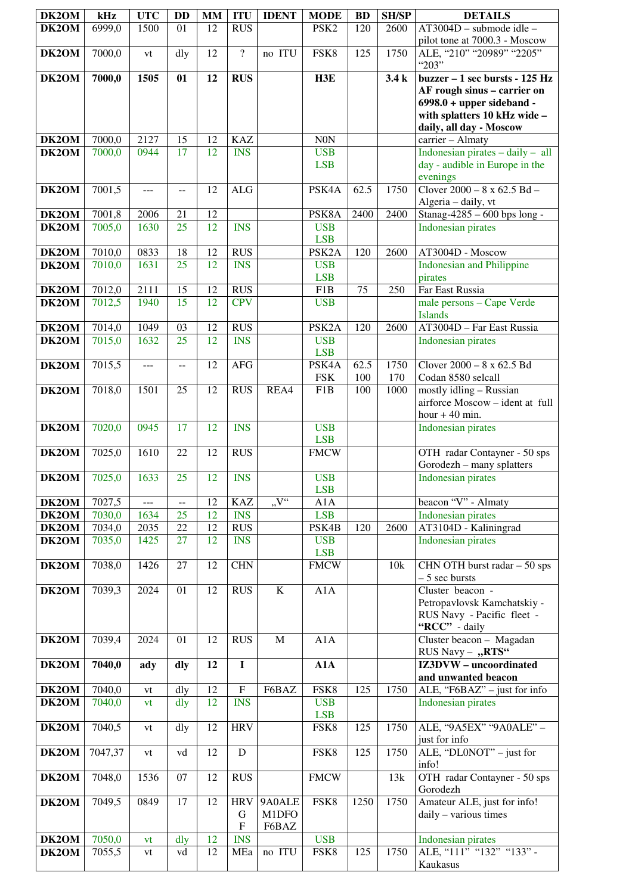| DK2OM | kHz | UTC | DD | MM | ITU | IDENT | MODE | BD | SH/SP | DETAILS |
|---|---|---|---|---|---|---|---|---|---|---|
| DK2OM | 6999,0 | 1500 | 01 | 12 | RUS | | PSK2 | 120 | 2600 | AT3004D – submode idle – pilot tone at 7000.3 - Moscow |
| DK2OM | 7000,0 | vt | dly | 12 | ? | no ITU | FSK8 | 125 | 1750 | ALE, “210” “20989” “2205” “203” |
| **DK2OM** | **7000,0** | **1505** | **01** | **12** | **RUS** | | **H3E** | | **3.4 k** | **buzzer – 1 sec bursts - 125 Hz AF rough sinus – carrier on 6998.0 + upper sideband - with splatters 10 kHz wide – daily, all day - Moscow** |
| DK2OM | 7000,0 | 2127 | 15 | 12 | KAZ | | N0N | | | carrier – Almaty |
| DK2OM | 7000,0 | 0944 | 17 | 12 | INS | | USB LSB | | | Indonesian pirates – daily – all day - audible in Europe in the evenings |
| DK2OM | 7001,5 | --- | -- | 12 | ALG | | PSK4A | 62.5 | 1750 | Clover 2000 – 8 x 62.5 Bd – Algeria – daily, vt |
| DK2OM | 7001,8 | 2006 | 21 | 12 | | | PSK8A | 2400 | 2400 | Stanag-4285 – 600 bps long - |
| DK2OM | 7005,0 | 1630 | 25 | 12 | INS | | USB LSB | | | Indonesian pirates |
| DK2OM | 7010,0 | 0833 | 18 | 12 | RUS | | PSK2A | 120 | 2600 | AT3004D - Moscow |
| DK2OM | 7010,0 | 1631 | 25 | 12 | INS | | USB LSB | | | Indonesian and Philippine pirates |
| DK2OM | 7012,0 | 2111 | 15 | 12 | RUS | | F1B | 75 | 250 | Far East Russia |
| DK2OM | 7012,5 | 1940 | 15 | 12 | CPV | | USB | | | male persons – Cape Verde Islands |
| DK2OM | 7014,0 | 1049 | 03 | 12 | RUS | | PSK2A | 120 | 2600 | AT3004D – Far East Russia |
| DK2OM | 7015,0 | 1632 | 25 | 12 | INS | | USB LSB | | | Indonesian pirates |
| DK2OM | 7015,5 | --- | -- | 12 | AFG | | PSK4A FSK | 62.5 100 | 1750 170 | Clover 2000 – 8 x 62.5 Bd Codan 8580 selcall |
| DK2OM | 7018,0 | 1501 | 25 | 12 | RUS | REA4 | F1B | 100 | 1000 | mostly idling – Russian airforce Moscow – ident at full hour + 40 min. |
| DK2OM | 7020,0 | 0945 | 17 | 12 | INS | | USB LSB | | | Indonesian pirates |
| DK2OM | 7025,0 | 1610 | 22 | 12 | RUS | | FMCW | | | OTH radar Contayner - 50 sps Gorodezh – many splatters |
| DK2OM | 7025,0 | 1633 | 25 | 12 | INS | | USB LSB | | | Indonesian pirates |
| DK2OM | 7027,5 | --- | -- | 12 | KAZ | „V“ | A1A | | | beacon “V” - Almaty |
| DK2OM | 7030,0 | 1634 | 25 | 12 | INS | | LSB | | | Indonesian pirates |
| DK2OM | 7034,0 | 2035 | 22 | 12 | RUS | | PSK4B | 120 | 2600 | AT3104D - Kaliningrad |
| DK2OM | 7035,0 | 1425 | 27 | 12 | INS | | USB LSB | | | Indonesian pirates |
| DK2OM | 7038,0 | 1426 | 27 | 12 | CHN | | FMCW | | 10k | CHN OTH burst radar – 50 sps – 5 sec bursts |
| DK2OM | 7039,3 | 2024 | 01 | 12 | RUS | K | A1A | | | Cluster beacon - Petropavlovsk Kamchatskiy - RUS Navy - Pacific fleet - **“RCC”** - daily |
| DK2OM | 7039,4 | 2024 | 01 | 12 | RUS | M | A1A | | | Cluster beacon – Magadan RUS Navy – **„RTS“** |
| **DK2OM** | **7040,0** | **ady** | **dly** | **12** | **I** | | **A1A** | | | **IZ3DVW – uncoordinated and unwanted beacon** |
| DK2OM | 7040,0 | vt | dly | 12 | F | F6BAZ | FSK8 | 125 | 1750 | ALE, “F6BAZ” – just for info |
| DK2OM | 7040,0 | vt | dly | 12 | INS | | USB LSB | | | Indonesian pirates |
| DK2OM | 7040,5 | vt | dly | 12 | HRV | | FSK8 | 125 | 1750 | ALE, “9A5EX” “9A0ALE” – just for info |
| DK2OM | 7047,37 | vt | vd | 12 | D | | FSK8 | 125 | 1750 | ALE, “DL0NOT” – just for info! |
| DK2OM | 7048,0 | 1536 | 07 | 12 | RUS | | FMCW | | 13k | OTH radar Contayner - 50 sps Gorodezh |
| DK2OM | 7049,5 | 0849 | 17 | 12 | HRV G F | 9A0ALE M1DFO F6BAZ | FSK8 | 1250 | 1750 | Amateur ALE, just for info! daily – various times |
| DK2OM | 7050,0 | vt | dly | 12 | INS | | USB | | | Indonesian pirates |
| DK2OM | 7055,5 | vt | vd | 12 | MEa | no ITU | FSK8 | 125 | 1750 | ALE, “111” “132” “133” - Kaukasus |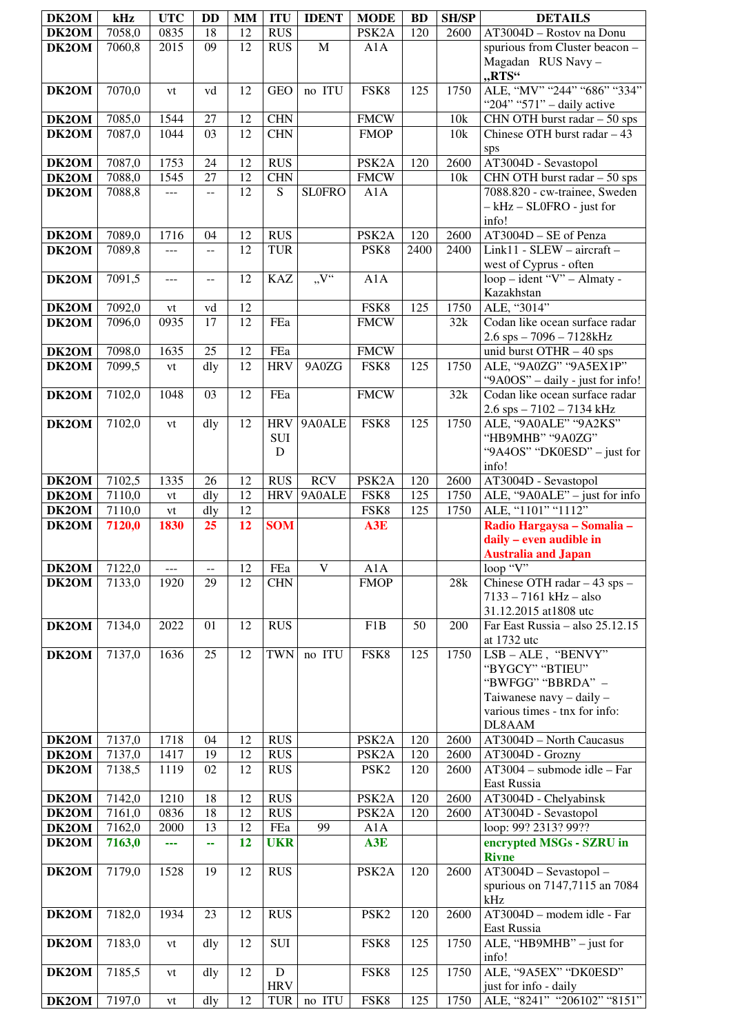| DK2OM | kHz | UTC | DD | MM | ITU | IDENT | MODE | BD | SH/SP | DETAILS |
|---|---|---|---|---|---|---|---|---|---|---|
| DK2OM | 7058,0 | 0835 | 18 | 12 | RUS | | PSK2A | 120 | 2600 | AT3004D – Rostov na Donu |
| DK2OM | 7060,8 | 2015 | 09 | 12 | RUS | M | A1A | | | spurious from Cluster beacon – Magadan RUS Navy – „RTS“ |
| DK2OM | 7070,0 | vt | vd | 12 | GEO | no ITU | FSK8 | 125 | 1750 | ALE, "MV" "244" "686" "334" "204" "571" – daily active |
| DK2OM | 7085,0 | 1544 | 27 | 12 | CHN | | FMCW | | 10k | CHN OTH burst radar – 50 sps |
| DK2OM | 7087,0 | 1044 | 03 | 12 | CHN | | FMOP | | 10k | Chinese OTH burst radar – 43 sps |
| DK2OM | 7087,0 | 1753 | 24 | 12 | RUS | | PSK2A | 120 | 2600 | AT3004D - Sevastopol |
| DK2OM | 7088,0 | 1545 | 27 | 12 | CHN | | FMCW | | 10k | CHN OTH burst radar – 50 sps |
| DK2OM | 7088,8 | --- | -- | 12 | S | SL0FRO | A1A | | | 7088.820 - cw-trainee, Sweden – kHz – SL0FRO - just for info! |
| DK2OM | 7089,0 | 1716 | 04 | 12 | RUS | | PSK2A | 120 | 2600 | AT3004D – SE of Penza |
| DK2OM | 7089,8 | --- | -- | 12 | TUR | | PSK8 | 2400 | 2400 | Link11 - SLEW – aircraft – west of Cyprus - often |
| DK2OM | 7091,5 | --- | -- | 12 | KAZ | „V“ | A1A | | | loop – ident "V" – Almaty - Kazakhstan |
| DK2OM | 7092,0 | vt | vd | 12 | | | FSK8 | 125 | 1750 | ALE, "3014" |
| DK2OM | 7096,0 | 0935 | 17 | 12 | FEa | | FMCW | | 32k | Codan like ocean surface radar 2.6 sps – 7096 – 7128kHz |
| DK2OM | 7098,0 | 1635 | 25 | 12 | FEa | | FMCW | | | unid burst OTHR – 40 sps |
| DK2OM | 7099,5 | vt | dly | 12 | HRV | 9A0ZG | FSK8 | 125 | 1750 | ALE, "9A0ZG" "9A5EX1P" "9A0OS" – daily - just for info! |
| DK2OM | 7102,0 | 1048 | 03 | 12 | FEa | | FMCW | | 32k | Codan like ocean surface radar 2.6 sps – 7102 – 7134 kHz |
| DK2OM | 7102,0 | vt | dly | 12 | HRV SUI D | 9A0ALE | FSK8 | 125 | 1750 | ALE, "9A0ALE" "9A2KS" "HB9MHB" "9A0ZG" "9A4OS" "DK0ESD" – just for info! |
| DK2OM | 7102,5 | 1335 | 26 | 12 | RUS | RCV | PSK2A | 120 | 2600 | AT3004D - Sevastopol |
| DK2OM | 7110,0 | vt | dly | 12 | HRV | 9A0ALE | FSK8 | 125 | 1750 | ALE, "9A0ALE" – just for info |
| DK2OM | 7110,0 | vt | dly | 12 | | | FSK8 | 125 | 1750 | ALE, "1101" "1112" |
| DK2OM | **7120,0** | **1830** | **25** | **12** | **SOM** | | **A3E** | | | **Radio Hargaysa – Somalia – daily – even audible in Australia and Japan** |
| DK2OM | 7122,0 | --- | -- | 12 | FEa | V | A1A | | | loop "V" |
| DK2OM | 7133,0 | 1920 | 29 | 12 | CHN | | FMOP | | 28k | Chinese OTH radar – 43 sps – 7133 – 7161 kHz – also 31.12.2015 at1808 utc |
| DK2OM | 7134,0 | 2022 | 01 | 12 | RUS | | F1B | 50 | 200 | Far East Russia – also 25.12.15 at 1732 utc |
| DK2OM | 7137,0 | 1636 | 25 | 12 | TWN | no ITU | FSK8 | 125 | 1750 | LSB – ALE , "BENVY" "BYGCY" "BTIEU" "BWFGG" "BBRDA" – Taiwanese navy – daily – various times - tnx for info: DL8AAM |
| DK2OM | 7137,0 | 1718 | 04 | 12 | RUS | | PSK2A | 120 | 2600 | AT3004D – North Caucasus |
| DK2OM | 7137,0 | 1417 | 19 | 12 | RUS | | PSK2A | 120 | 2600 | AT3004D - Grozny |
| DK2OM | 7138,5 | 1119 | 02 | 12 | RUS | | PSK2 | 120 | 2600 | AT3004 – submode idle – Far East Russia |
| DK2OM | 7142,0 | 1210 | 18 | 12 | RUS | | PSK2A | 120 | 2600 | AT3004D - Chelyabinsk |
| DK2OM | 7161,0 | 0836 | 18 | 12 | RUS | | PSK2A | 120 | 2600 | AT3004D - Sevastopol |
| DK2OM | 7162,0 | 2000 | 13 | 12 | FEa | 99 | A1A | | | loop: 99? 2313? 99?? |
| DK2OM | **7163,0** | **---** | **--** | **12** | **UKR** | | **A3E** | | | **encrypted MSGs - SZRU in Rivne** |
| DK2OM | 7179,0 | 1528 | 19 | 12 | RUS | | PSK2A | 120 | 2600 | AT3004D – Sevastopol – spurious on 7147,7115 an 7084 kHz |
| DK2OM | 7182,0 | 1934 | 23 | 12 | RUS | | PSK2 | 120 | 2600 | AT3004D – modem idle - Far East Russia |
| DK2OM | 7183,0 | vt | dly | 12 | SUI | | FSK8 | 125 | 1750 | ALE, "HB9MHB" – just for info! |
| DK2OM | 7185,5 | vt | dly | 12 | D HRV | | FSK8 | 125 | 1750 | ALE, "9A5EX" "DK0ESD" just for info - daily |
| DK2OM | 7197,0 | vt | dly | 12 | TUR | no ITU | FSK8 | 125 | 1750 | ALE, "8241" "206102" "8151" |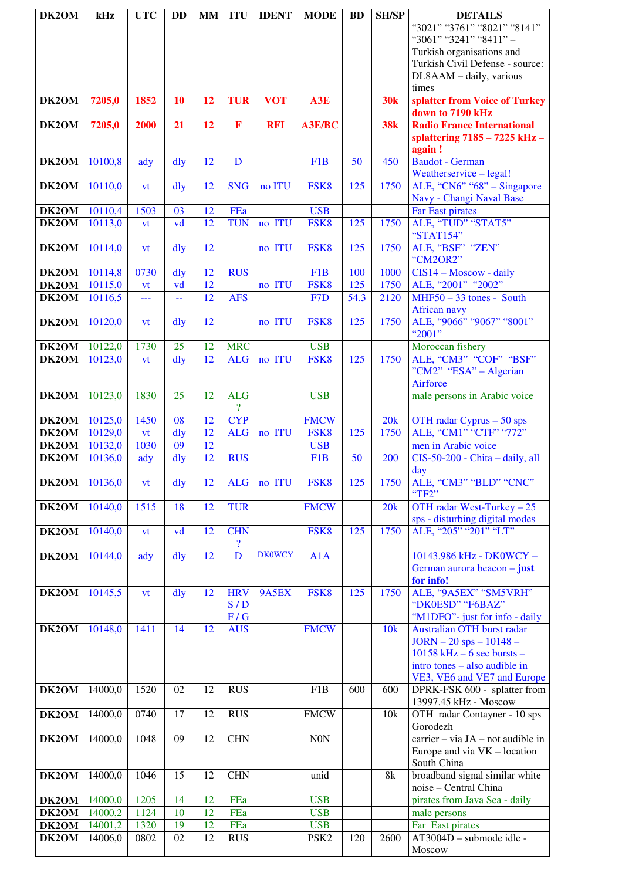| DK2OM | kHz | UTC | DD | MM | ITU | IDENT | MODE | BD | SH/SP | DETAILS |
|---|---|---|---|---|---|---|---|---|---|---|
| | | | | | | | | | | "3021" "3761" "8021" "8141" "3061" "3241" "8411" – Turkish organisations and Turkish Civil Defense - source: DL8AAM – daily, various times |
| **DK2OM** | **7205,0** | **1852** | **10** | **12** | **TUR** | **VOT** | **A3E** | | **30k** | **splatter from Voice of Turkey down to 7190 kHz** |
| **DK2OM** | **7205,0** | **2000** | **21** | **12** | **F** | **RFI** | **A3E/BC** | | **38k** | **Radio France International splattering 7185 – 7225 kHz – again !** |
| **DK2OM** | 10100,8 | ady | dly | 12 | D | | F1B | 50 | 450 | Baudot - German Weatherservice – legal! |
| **DK2OM** | 10110,0 | vt | dly | 12 | SNG | no ITU | FSK8 | 125 | 1750 | ALE, "CN6" "68" – Singapore Navy - Changi Naval Base |
| **DK2OM** | 10110,4 | 1503 | 03 | 12 | FEa | | USB | | | Far East pirates |
| **DK2OM** | 10113,0 | vt | vd | 12 | TUN | no ITU | FSK8 | 125 | 1750 | ALE, "TUD" "STAT5" "STAT154" |
| **DK2OM** | 10114,0 | vt | dly | 12 | | no ITU | FSK8 | 125 | 1750 | ALE, "BSF" "ZEN" "CM2OR2" |
| **DK2OM** | 10114,8 | 0730 | dly | 12 | RUS | | F1B | 100 | 1000 | CIS14 – Moscow - daily |
| **DK2OM** | 10115,0 | vt | vd | 12 | | no ITU | FSK8 | 125 | 1750 | ALE, "2001" "2002" |
| **DK2OM** | 10116,5 | --- | -- | 12 | AFS | | F7D | 54.3 | 2120 | MHF50 – 33 tones - South African navy |
| **DK2OM** | 10120,0 | vt | dly | 12 | | no ITU | FSK8 | 125 | 1750 | ALE, "9066" "9067" "8001" "2001" |
| **DK2OM** | 10122,0 | 1730 | 25 | 12 | MRC | | USB | | | Moroccan fishery |
| **DK2OM** | 10123,0 | vt | dly | 12 | ALG | no ITU | FSK8 | 125 | 1750 | ALE, "CM3" "COF" "BSF" "CM2" "ESA" – Algerian Airforce |
| **DK2OM** | 10123,0 | 1830 | 25 | 12 | ALG ? | | USB | | | male persons in Arabic voice |
| **DK2OM** | 10125,0 | 1450 | 08 | 12 | CYP | | FMCW | | 20k | OTH radar Cyprus – 50 sps |
| **DK2OM** | 10129,0 | vt | dly | 12 | ALG | no ITU | FSK8 | 125 | 1750 | ALE, "CM1" "CTF" "772" |
| **DK2OM** | 10132,0 | 1030 | 09 | 12 | | | USB | | | men in Arabic voice |
| **DK2OM** | 10136,0 | ady | dly | 12 | RUS | | F1B | 50 | 200 | CIS-50-200 - Chita – daily, all day |
| **DK2OM** | 10136,0 | vt | dly | 12 | ALG | no ITU | FSK8 | 125 | 1750 | ALE, "CM3" "BLD" "CNC" "TF2" |
| **DK2OM** | 10140,0 | 1515 | 18 | 12 | TUR | | FMCW | | 20k | OTH radar West-Turkey – 25 sps - disturbing digital modes |
| **DK2OM** | 10140,0 | vt | vd | 12 | CHN ? | | FSK8 | 125 | 1750 | ALE, "205" "201" "LT" |
| **DK2OM** | 10144,0 | ady | dly | 12 | D | DK0WCY | A1A | | | 10143.986 kHz - DK0WCY – German aurora beacon – **just for info!** |
| **DK2OM** | 10145,5 | vt | dly | 12 | HRV S / D F / G | 9A5EX | FSK8 | 125 | 1750 | ALE, "9A5EX" "SM5VRH" "DK0ESD" "F6BAZ" "M1DFO"- just for info - daily |
| **DK2OM** | 10148,0 | 1411 | 14 | 12 | AUS | | FMCW | | 10k | Australian OTH burst radar JORN – 20 sps – 10148 – 10158 kHz – 6 sec bursts – intro tones – also audible in VE3, VE6 and VE7 and Europe |
| **DK2OM** | 14000,0 | 1520 | 02 | 12 | RUS | | F1B | 600 | 600 | DPRK-FSK 600 - splatter from 13997.45 kHz - Moscow |
| **DK2OM** | 14000,0 | 0740 | 17 | 12 | RUS | | FMCW | | 10k | OTH radar Contayner - 10 sps Gorodezh |
| **DK2OM** | 14000,0 | 1048 | 09 | 12 | CHN | | N0N | | | carrier – via JA – not audible in Europe and via VK – location South China |
| **DK2OM** | 14000,0 | 1046 | 15 | 12 | CHN | | unid | | 8k | broadband signal similar white noise – Central China |
| **DK2OM** | 14000,0 | 1205 | 14 | 12 | FEa | | USB | | | pirates from Java Sea - daily |
| **DK2OM** | 14000,2 | 1124 | 10 | 12 | FEa | | USB | | | male persons |
| **DK2OM** | 14001,2 | 1320 | 19 | 12 | FEa | | USB | | | Far East pirates |
| **DK2OM** | 14006,0 | 0802 | 02 | 12 | RUS | | PSK2 | 120 | 2600 | AT3004D – submode idle - Moscow |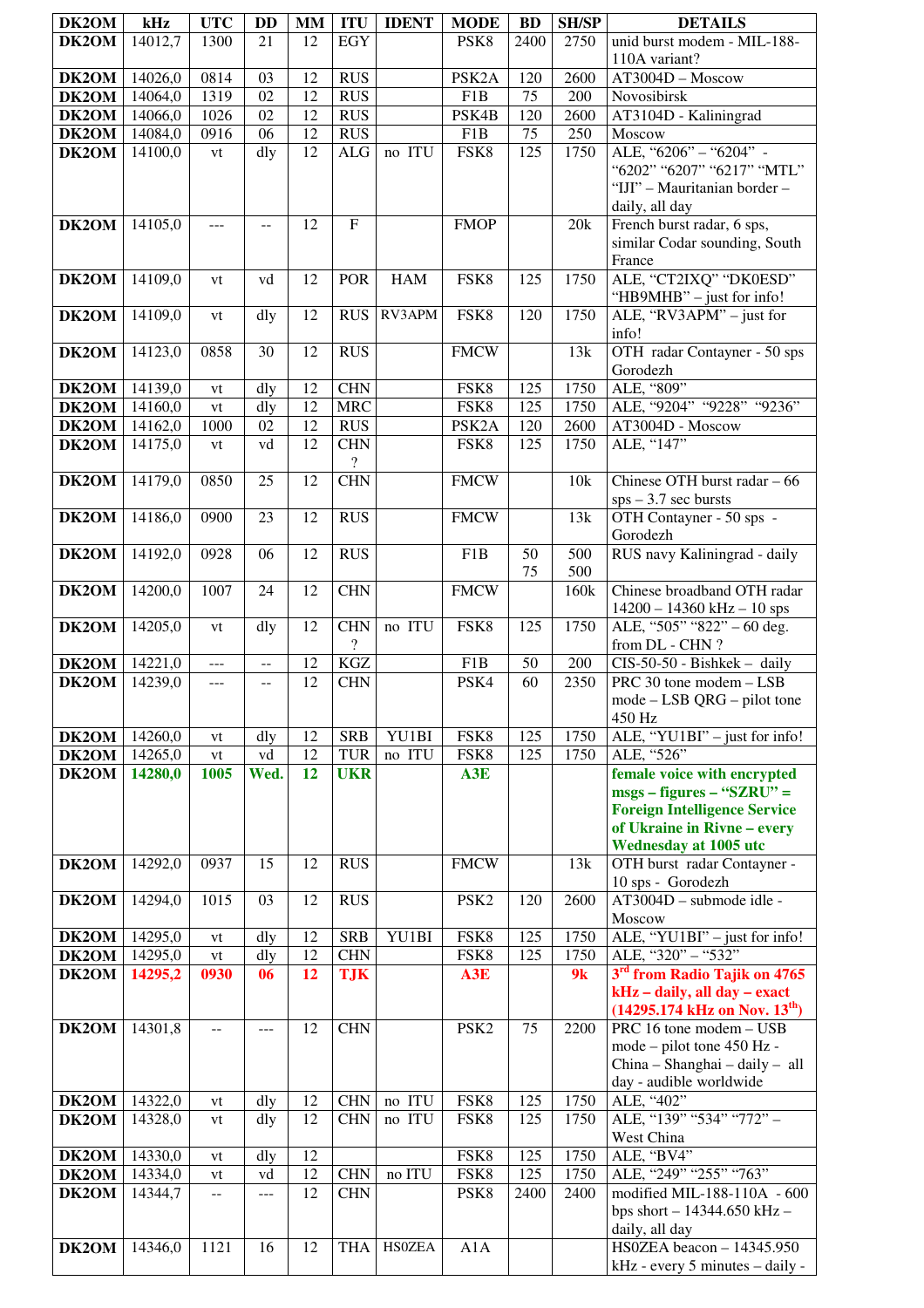| DK2OM | kHz | UTC | DD | MM | ITU | IDENT | MODE | BD | SH/SP | DETAILS |
|---|---|---|---|---|---|---|---|---|---|---|
| DK2OM | 14012,7 | 1300 | 21 | 12 | EGY | | PSK8 | 2400 | 2750 | unid burst modem - MIL-188-110A variant? |
| DK2OM | 14026,0 | 0814 | 03 | 12 | RUS | | PSK2A | 120 | 2600 | AT3004D – Moscow |
| DK2OM | 14064,0 | 1319 | 02 | 12 | RUS | | F1B | 75 | 200 | Novosibirsk |
| DK2OM | 14066,0 | 1026 | 02 | 12 | RUS | | PSK4B | 120 | 2600 | AT3104D - Kaliningrad |
| DK2OM | 14084,0 | 0916 | 06 | 12 | RUS | | F1B | 75 | 250 | Moscow |
| DK2OM | 14100,0 | vt | dly | 12 | ALG | no ITU | FSK8 | 125 | 1750 | ALE, "6206" – "6204" - "6202" "6207" "6217" "MTL" "IJI" – Mauritanian border – daily, all day |
| DK2OM | 14105,0 | --- | -- | 12 | F | | FMOP | | 20k | French burst radar, 6 sps, similar Codar sounding, South France |
| DK2OM | 14109,0 | vt | vd | 12 | POR | HAM | FSK8 | 125 | 1750 | ALE, "CT2IXQ" "DK0ESD" "HB9MHB" – just for info! |
| DK2OM | 14109,0 | vt | dly | 12 | RUS | RV3APM | FSK8 | 120 | 1750 | ALE, "RV3APM" – just for info! |
| DK2OM | 14123,0 | 0858 | 30 | 12 | RUS | | FMCW | | 13k | OTH radar Contayner - 50 sps Gorodezh |
| DK2OM | 14139,0 | vt | dly | 12 | CHN | | FSK8 | 125 | 1750 | ALE, "809" |
| DK2OM | 14160,0 | vt | dly | 12 | MRC | | FSK8 | 125 | 1750 | ALE, "9204" "9228" "9236" |
| DK2OM | 14162,0 | 1000 | 02 | 12 | RUS | | PSK2A | 120 | 2600 | AT3004D - Moscow |
| DK2OM | 14175,0 | vt | vd | 12 | CHN ? | | FSK8 | 125 | 1750 | ALE, "147" |
| DK2OM | 14179,0 | 0850 | 25 | 12 | CHN | | FMCW | | 10k | Chinese OTH burst radar – 66 sps – 3.7 sec bursts |
| DK2OM | 14186,0 | 0900 | 23 | 12 | RUS | | FMCW | | 13k | OTH Contayner - 50 sps - Gorodezh |
| DK2OM | 14192,0 | 0928 | 06 | 12 | RUS | | F1B | 50 75 | 500 500 | RUS navy Kaliningrad - daily |
| DK2OM | 14200,0 | 1007 | 24 | 12 | CHN | | FMCW | | 160k | Chinese broadband OTH radar 14200 – 14360 kHz – 10 sps |
| DK2OM | 14205,0 | vt | dly | 12 | CHN ? | no ITU | FSK8 | 125 | 1750 | ALE, "505" "822" – 60 deg. from DL - CHN ? |
| DK2OM | 14221,0 | --- | -- | 12 | KGZ | | F1B | 50 | 200 | CIS-50-50 - Bishkek – daily |
| DK2OM | 14239,0 | --- | -- | 12 | CHN | | PSK4 | 60 | 2350 | PRC 30 tone modem – LSB mode – LSB QRG – pilot tone 450 Hz |
| DK2OM | 14260,0 | vt | dly | 12 | SRB | YU1BI | FSK8 | 125 | 1750 | ALE, "YU1BI" – just for info! |
| DK2OM | 14265,0 | vt | vd | 12 | TUR | no ITU | FSK8 | 125 | 1750 | ALE, "526" |
| DK2OM | **14280,0** | **1005** | **Wed.** | **12** | **UKR** | | **A3E** | | | **female voice with encrypted msgs – figures – "SZRU" = Foreign Intelligence Service of Ukraine in Rivne – every Wednesday at 1005 utc** |
| DK2OM | 14292,0 | 0937 | 15 | 12 | RUS | | FMCW | | 13k | OTH burst radar Contayner - 10 sps - Gorodezh |
| DK2OM | 14294,0 | 1015 | 03 | 12 | RUS | | PSK2 | 120 | 2600 | AT3004D – submode idle - Moscow |
| DK2OM | 14295,0 | vt | dly | 12 | SRB | YU1BI | FSK8 | 125 | 1750 | ALE, "YU1BI" – just for info! |
| DK2OM | 14295,0 | vt | dly | 12 | CHN | | FSK8 | 125 | 1750 | ALE, "320" – "532" |
| DK2OM | **14295,2** | **0930** | **06** | **12** | **TJK** | | **A3E** | | **9k** | **3rd from Radio Tajik on 4765 kHz – daily, all day – exact (14295.174 kHz on Nov. 13th)** |
| DK2OM | 14301,8 | -- | --- | 12 | CHN | | PSK2 | 75 | 2200 | PRC 16 tone modem – USB mode – pilot tone 450 Hz - China – Shanghai – daily – all day - audible worldwide |
| DK2OM | 14322,0 | vt | dly | 12 | CHN | no ITU | FSK8 | 125 | 1750 | ALE, "402" |
| DK2OM | 14328,0 | vt | dly | 12 | CHN | no ITU | FSK8 | 125 | 1750 | ALE, "139" "534" "772" – West China |
| DK2OM | 14330,0 | vt | dly | 12 | | | FSK8 | 125 | 1750 | ALE, "BV4" |
| DK2OM | 14334,0 | vt | vd | 12 | CHN | no ITU | FSK8 | 125 | 1750 | ALE, "249" "255" "763" |
| DK2OM | 14344,7 | -- | --- | 12 | CHN | | PSK8 | 2400 | 2400 | modified MIL-188-110A - 600 bps short – 14344.650 kHz – daily, all day |
| DK2OM | 14346,0 | 1121 | 16 | 12 | THA | HS0ZEA | A1A | | | HS0ZEA beacon – 14345.950 kHz - every 5 minutes – daily - |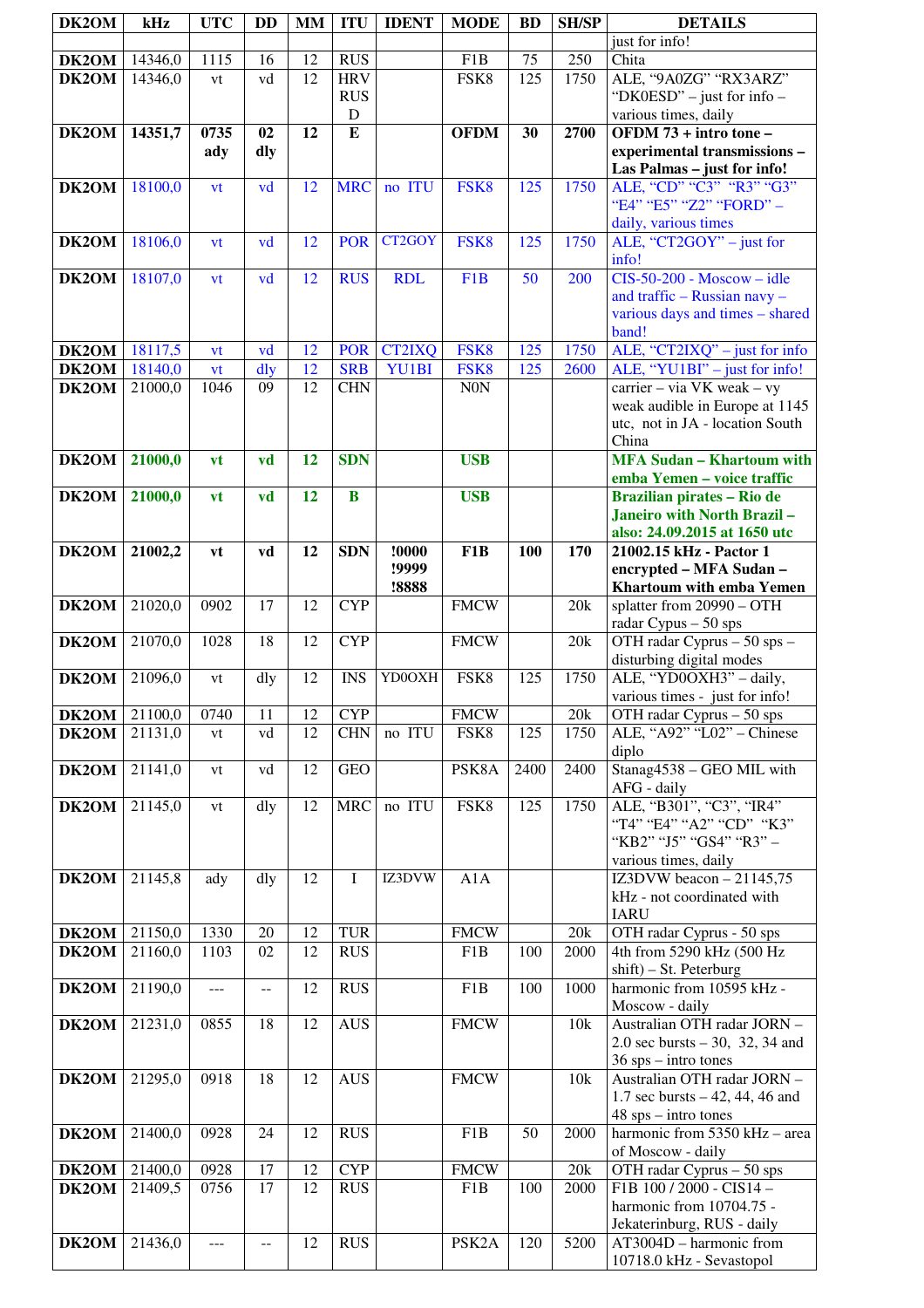| DK2OM | kHz | UTC | DD | MM | ITU | IDENT | MODE | BD | SH/SP | DETAILS |
|---|---|---|---|---|---|---|---|---|---|---|
| | | | | | | | | | | just for info! |
| **DK2OM** | 14346,0 | 1115 | 16 | 12 | RUS | | F1B | 75 | 250 | Chita |
| **DK2OM** | 14346,0 | vt | vd | 12 | HRV RUS D | | FSK8 | 125 | 1750 | ALE, “9A0ZG” “RX3ARZ” “DK0ESD” – just for info – various times, daily |
| **DK2OM** | **14351,7** | **0735 ady** | **02 dly** | **12** | **E** | | **OFDM** | **30** | **2700** | **OFDM 73 + intro tone – experimental transmissions – Las Palmas – just for info!** |
| **DK2OM** | 18100,0 | vt | vd | 12 | MRC | no ITU | FSK8 | 125 | 1750 | ALE, “CD” “C3” “R3” “G3” “E4” “E5” “Z2” “FORD” – daily, various times |
| **DK2OM** | 18106,0 | vt | vd | 12 | POR | CT2GOY | FSK8 | 125 | 1750 | ALE, “CT2GOY” – just for info! |
| **DK2OM** | 18107,0 | vt | vd | 12 | RUS | RDL | F1B | 50 | 200 | CIS-50-200 - Moscow – idle and traffic – Russian navy – various days and times – shared band! |
| **DK2OM** | 18117,5 | vt | vd | 12 | POR | CT2IXQ | FSK8 | 125 | 1750 | ALE, “CT2IXQ” – just for info |
| **DK2OM** | 18140,0 | vt | dly | 12 | SRB | YU1BI | FSK8 | 125 | 2600 | ALE, “YU1BI” – just for info! |
| **DK2OM** | 21000,0 | 1046 | 09 | 12 | CHN | | N0N | | | carrier – via VK weak – vy weak audible in Europe at 1145 utc, not in JA - location South China |
| **DK2OM** | **21000,0** | **vt** | **vd** | **12** | **SDN** | | **USB** | | | **MFA Sudan – Khartoum with emba Yemen – voice traffic** |
| **DK2OM** | **21000,0** | **vt** | **vd** | **12** | **B** | | **USB** | | | **Brazilian pirates – Rio de Janeiro with North Brazil – also: 24.09.2015 at 1650 utc** |
| **DK2OM** | **21002,2** | **vt** | **vd** | **12** | **SDN** | **!0000 !9999 !8888** | **F1B** | **100** | **170** | **21002.15 kHz - Pactor 1 encrypted – MFA Sudan – Khartoum with emba Yemen** |
| **DK2OM** | 21020,0 | 0902 | 17 | 12 | CYP | | FMCW | | 20k | splatter from 20990 – OTH radar Cypus – 50 sps |
| **DK2OM** | 21070,0 | 1028 | 18 | 12 | CYP | | FMCW | | 20k | OTH radar Cyprus – 50 sps – disturbing digital modes |
| **DK2OM** | 21096,0 | vt | dly | 12 | INS | YD0OXH | FSK8 | 125 | 1750 | ALE, “YD0OXH3” – daily, various times - just for info! |
| **DK2OM** | 21100,0 | 0740 | 11 | 12 | CYP | | FMCW | | 20k | OTH radar Cyprus – 50 sps |
| **DK2OM** | 21131,0 | vt | vd | 12 | CHN | no ITU | FSK8 | 125 | 1750 | ALE, “A92” “L02” – Chinese diplo |
| **DK2OM** | 21141,0 | vt | vd | 12 | GEO | | PSK8A | 2400 | 2400 | Stanag4538 – GEO MIL with AFG - daily |
| **DK2OM** | 21145,0 | vt | dly | 12 | MRC | no ITU | FSK8 | 125 | 1750 | ALE, “B301”, “C3”, “IR4” “T4” “E4” “A2” “CD” “K3” “KB2” “J5” “GS4” “R3” – various times, daily |
| **DK2OM** | 21145,8 | ady | dly | 12 | I | IZ3DVW | A1A | | | IZ3DVW beacon – 21145,75 kHz - not coordinated with IARU |
| **DK2OM** | 21150,0 | 1330 | 20 | 12 | TUR | | FMCW | | 20k | OTH radar Cyprus - 50 sps |
| **DK2OM** | 21160,0 | 1103 | 02 | 12 | RUS | | F1B | 100 | 2000 | 4th from 5290 kHz (500 Hz shift) – St. Peterburg |
| **DK2OM** | 21190,0 | --- | -- | 12 | RUS | | F1B | 100 | 1000 | harmonic from 10595 kHz - Moscow - daily |
| **DK2OM** | 21231,0 | 0855 | 18 | 12 | AUS | | FMCW | | 10k | Australian OTH radar JORN – 2.0 sec bursts – 30, 32, 34 and 36 sps – intro tones |
| **DK2OM** | 21295,0 | 0918 | 18 | 12 | AUS | | FMCW | | 10k | Australian OTH radar JORN – 1.7 sec bursts – 42, 44, 46 and 48 sps – intro tones |
| **DK2OM** | 21400,0 | 0928 | 24 | 12 | RUS | | F1B | 50 | 2000 | harmonic from 5350 kHz – area of Moscow - daily |
| **DK2OM** | 21400,0 | 0928 | 17 | 12 | CYP | | FMCW | | 20k | OTH radar Cyprus – 50 sps |
| **DK2OM** | 21409,5 | 0756 | 17 | 12 | RUS | | F1B | 100 | 2000 | F1B 100 / 2000 - CIS14 – harmonic from 10704.75 - Jekaterinburg, RUS - daily |
| **DK2OM** | 21436,0 | --- | -- | 12 | RUS | | PSK2A | 120 | 5200 | AT3004D – harmonic from 10718.0 kHz - Sevastopol |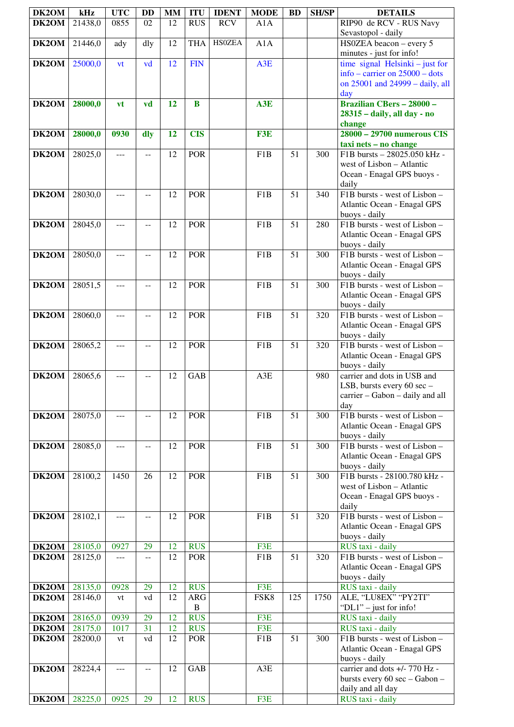| DK2OM | kHz | UTC | DD | MM | ITU | IDENT | MODE | BD | SH/SP | DETAILS |
|---|---|---|---|---|---|---|---|---|---|---|
| DK2OM | 21438,0 | 0855 | 02 | 12 | RUS | RCV | A1A | | | RIP90 de RCV - RUS Navy Sevastopol - daily |
| DK2OM | 21446,0 | ady | dly | 12 | THA | HS0ZEA | A1A | | | HS0ZEA beacon – every 5 minutes - just for info! |
| DK2OM | 25000,0 | vt | vd | 12 | FIN | | A3E | | | time signal Helsinki – just for info – carrier on 25000 – dots on 25001 and 24999 – daily, all day |
| DK2OM | **28000,0** | **vt** | **vd** | **12** | **B** | | **A3E** | | | **Brazilian CBers – 28000 – 28315 – daily, all day - no change** |
| DK2OM | **28000,0** | **0930** | **dly** | **12** | **CIS** | | **F3E** | | | **28000 – 29700 numerous CIS taxi nets – no change** |
| DK2OM | 28025,0 | --- | -- | 12 | POR | | F1B | 51 | 300 | F1B bursts – 28025.050 kHz - west of Lisbon – Atlantic Ocean - Enagal GPS buoys - daily |
| DK2OM | 28030,0 | --- | -- | 12 | POR | | F1B | 51 | 340 | F1B bursts - west of Lisbon – Atlantic Ocean - Enagal GPS buoys - daily |
| DK2OM | 28045,0 | --- | -- | 12 | POR | | F1B | 51 | 280 | F1B bursts - west of Lisbon – Atlantic Ocean - Enagal GPS buoys - daily |
| DK2OM | 28050,0 | --- | -- | 12 | POR | | F1B | 51 | 300 | F1B bursts - west of Lisbon – Atlantic Ocean - Enagal GPS buoys - daily |
| DK2OM | 28051,5 | --- | -- | 12 | POR | | F1B | 51 | 300 | F1B bursts - west of Lisbon – Atlantic Ocean - Enagal GPS buoys - daily |
| DK2OM | 28060,0 | --- | -- | 12 | POR | | F1B | 51 | 320 | F1B bursts - west of Lisbon – Atlantic Ocean - Enagal GPS buoys - daily |
| DK2OM | 28065,2 | --- | -- | 12 | POR | | F1B | 51 | 320 | F1B bursts - west of Lisbon – Atlantic Ocean - Enagal GPS buoys - daily |
| DK2OM | 28065,6 | --- | -- | 12 | GAB | | A3E | | 980 | carrier and dots in USB and LSB, bursts every 60 sec – carrier – Gabon – daily and all day |
| DK2OM | 28075,0 | --- | -- | 12 | POR | | F1B | 51 | 300 | F1B bursts - west of Lisbon – Atlantic Ocean - Enagal GPS buoys - daily |
| DK2OM | 28085,0 | --- | -- | 12 | POR | | F1B | 51 | 300 | F1B bursts - west of Lisbon – Atlantic Ocean - Enagal GPS buoys - daily |
| DK2OM | 28100,2 | 1450 | 26 | 12 | POR | | F1B | 51 | 300 | F1B bursts - 28100.780 kHz - west of Lisbon – Atlantic Ocean - Enagal GPS buoys - daily |
| DK2OM | 28102,1 | --- | -- | 12 | POR | | F1B | 51 | 320 | F1B bursts - west of Lisbon – Atlantic Ocean - Enagal GPS buoys - daily |
| DK2OM | 28105,0 | 0927 | 29 | 12 | RUS | | F3E | | | RUS taxi - daily |
| DK2OM | 28125,0 | --- | -- | 12 | POR | | F1B | 51 | 320 | F1B bursts - west of Lisbon – Atlantic Ocean - Enagal GPS buoys - daily |
| DK2OM | 28135,0 | 0928 | 29 | 12 | RUS | | F3E | | | RUS taxi - daily |
| DK2OM | 28146,0 | vt | vd | 12 | ARG B | | FSK8 | 125 | 1750 | ALE, "LU8EX" "PY2TI" "DL1" – just for info! |
| DK2OM | 28165,0 | 0939 | 29 | 12 | RUS | | F3E | | | RUS taxi - daily |
| DK2OM | 28175,0 | 1017 | 31 | 12 | RUS | | F3E | | | RUS taxi - daily |
| DK2OM | 28200,0 | vt | vd | 12 | POR | | F1B | 51 | 300 | F1B bursts - west of Lisbon – Atlantic Ocean - Enagal GPS buoys - daily |
| DK2OM | 28224,4 | --- | -- | 12 | GAB | | A3E | | | carrier and dots +/- 770 Hz - bursts every 60 sec – Gabon – daily and all day |
| DK2OM | 28225,0 | 0925 | 29 | 12 | RUS | | F3E | | | RUS taxi - daily |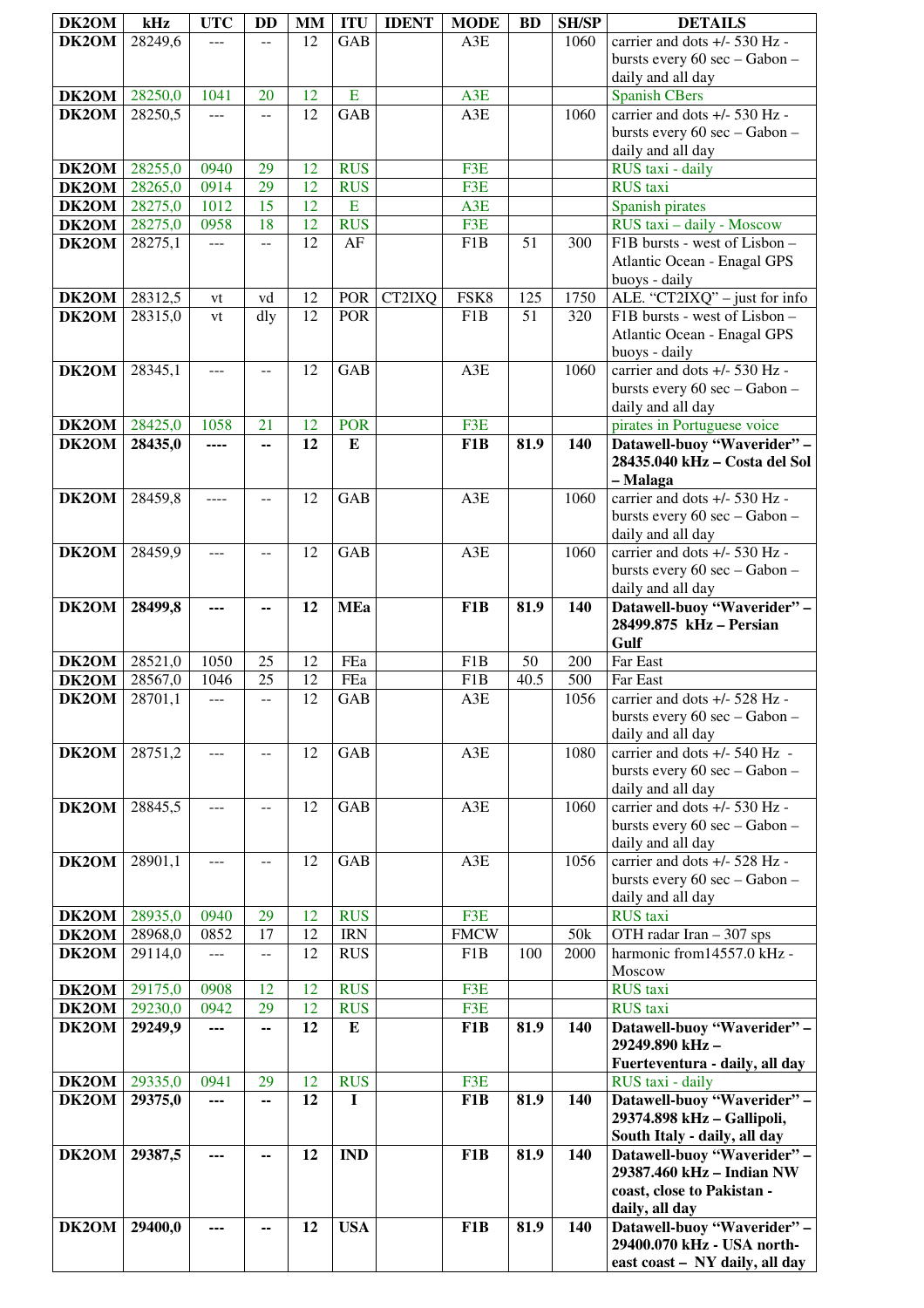| DK2OM | kHz | UTC | DD | MM | ITU | IDENT | MODE | BD | SH/SP | DETAILS |
|---|---|---|---|---|---|---|---|---|---|---|
| DK2OM | 28249,6 | --- | -- | 12 | GAB | | A3E | | 1060 | carrier and dots +/- 530 Hz - bursts every 60 sec – Gabon – daily and all day |
| DK2OM | 28250,0 | 1041 | 20 | 12 | E | | A3E | | | Spanish CBers |
| DK2OM | 28250,5 | --- | -- | 12 | GAB | | A3E | | 1060 | carrier and dots +/- 530 Hz - bursts every 60 sec – Gabon – daily and all day |
| DK2OM | 28255,0 | 0940 | 29 | 12 | RUS | | F3E | | | RUS taxi - daily |
| DK2OM | 28265,0 | 0914 | 29 | 12 | RUS | | F3E | | | RUS taxi |
| DK2OM | 28275,0 | 1012 | 15 | 12 | E | | A3E | | | Spanish pirates |
| DK2OM | 28275,0 | 0958 | 18 | 12 | RUS | | F3E | | | RUS taxi – daily - Moscow |
| DK2OM | 28275,1 | --- | -- | 12 | AF | | F1B | 51 | 300 | F1B bursts - west of Lisbon – Atlantic Ocean - Enagal GPS buoys - daily |
| DK2OM | 28312,5 | vt | vd | 12 | POR | CT2IXQ | FSK8 | 125 | 1750 | ALE. "CT2IXQ" – just for info |
| DK2OM | 28315,0 | vt | dly | 12 | POR | | F1B | 51 | 320 | F1B bursts - west of Lisbon – Atlantic Ocean - Enagal GPS buoys - daily |
| DK2OM | 28345,1 | --- | -- | 12 | GAB | | A3E | | 1060 | carrier and dots +/- 530 Hz - bursts every 60 sec – Gabon – daily and all day |
| DK2OM | 28425,0 | 1058 | 21 | 12 | POR | | F3E | | | pirates in Portuguese voice |
| **DK2OM** | **28435,0** | **----** | **--** | **12** | **E** | | **F1B** | **81.9** | **140** | **Datawell-buoy "Waverider" – 28435.040 kHz – Costa del Sol – Malaga** |
| DK2OM | 28459,8 | ---- | -- | 12 | GAB | | A3E | | 1060 | carrier and dots +/- 530 Hz - bursts every 60 sec – Gabon – daily and all day |
| DK2OM | 28459,9 | --- | -- | 12 | GAB | | A3E | | 1060 | carrier and dots +/- 530 Hz - bursts every 60 sec – Gabon – daily and all day |
| **DK2OM** | **28499,8** | **---** | **--** | **12** | **MEa** | | **F1B** | **81.9** | **140** | **Datawell-buoy "Waverider" – 28499.875 kHz – Persian Gulf** |
| DK2OM | 28521,0 | 1050 | 25 | 12 | FEa | | F1B | 50 | 200 | Far East |
| DK2OM | 28567,0 | 1046 | 25 | 12 | FEa | | F1B | 40.5 | 500 | Far East |
| DK2OM | 28701,1 | --- | -- | 12 | GAB | | A3E | | 1056 | carrier and dots +/- 528 Hz - bursts every 60 sec – Gabon – daily and all day |
| DK2OM | 28751,2 | --- | -- | 12 | GAB | | A3E | | 1080 | carrier and dots +/- 540 Hz - bursts every 60 sec – Gabon – daily and all day |
| DK2OM | 28845,5 | --- | -- | 12 | GAB | | A3E | | 1060 | carrier and dots +/- 530 Hz - bursts every 60 sec – Gabon – daily and all day |
| DK2OM | 28901,1 | --- | -- | 12 | GAB | | A3E | | 1056 | carrier and dots +/- 528 Hz - bursts every 60 sec – Gabon – daily and all day |
| DK2OM | 28935,0 | 0940 | 29 | 12 | RUS | | F3E | | | RUS taxi |
| DK2OM | 28968,0 | 0852 | 17 | 12 | IRN | | FMCW | | 50k | OTH radar Iran – 307 sps |
| DK2OM | 29114,0 | --- | -- | 12 | RUS | | F1B | 100 | 2000 | harmonic from14557.0 kHz - Moscow |
| DK2OM | 29175,0 | 0908 | 12 | 12 | RUS | | F3E | | | RUS taxi |
| DK2OM | 29230,0 | 0942 | 29 | 12 | RUS | | F3E | | | RUS taxi |
| **DK2OM** | **29249,9** | **---** | **--** | **12** | **E** | | **F1B** | **81.9** | **140** | **Datawell-buoy "Waverider" – 29249.890 kHz – Fuerteventura - daily, all day** |
| DK2OM | 29335,0 | 0941 | 29 | 12 | RUS | | F3E | | | RUS taxi - daily |
| **DK2OM** | **29375,0** | **---** | **--** | **12** | **I** | | **F1B** | **81.9** | **140** | **Datawell-buoy "Waverider" – 29374.898 kHz – Gallipoli, South Italy - daily, all day** |
| **DK2OM** | **29387,5** | **---** | **--** | **12** | **IND** | | **F1B** | **81.9** | **140** | **Datawell-buoy "Waverider" – 29387.460 kHz – Indian NW coast, close to Pakistan - daily, all day** |
| **DK2OM** | **29400,0** | **---** | **--** | **12** | **USA** | | **F1B** | **81.9** | **140** | **Datawell-buoy "Waverider" – 29400.070 kHz - USA north-east coast – NY daily, all day** |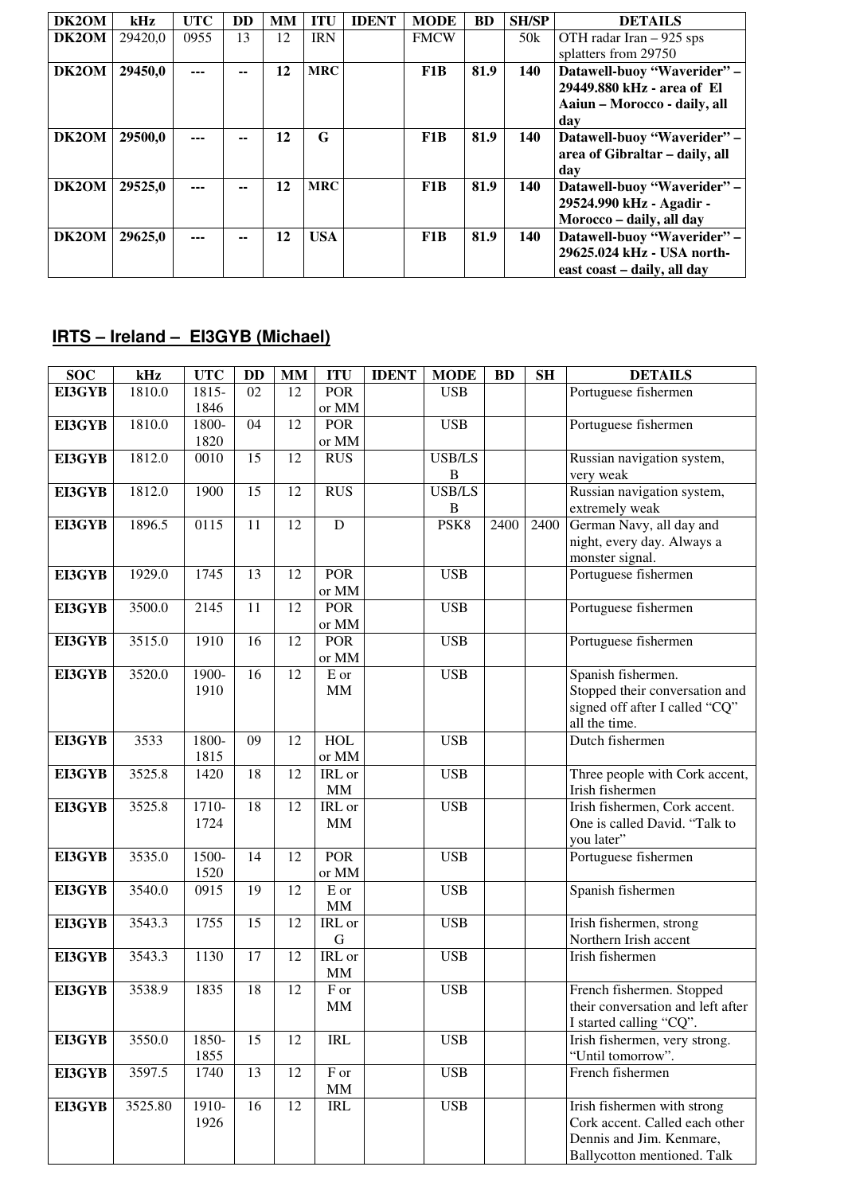| DK2OM | kHz | UTC | DD | MM | ITU | IDENT | MODE | BD | SH/SP | DETAILS |
|---|---|---|---|---|---|---|---|---|---|---|
| **DK2OM** | 29420,0 | 0955 | 13 | 12 | IRN | | FMCW | | 50k | OTH radar Iran – 925 sps splatters from 29750 |
| **DK2OM** | **29450,0** | **---** | **--** | **12** | **MRC** | | **F1B** | **81.9** | **140** | **Datawell-buoy "Waverider" – 29449.880 kHz - area of El Aaiun – Morocco - daily, all day** |
| **DK2OM** | **29500,0** | **---** | **--** | **12** | **G** | | **F1B** | **81.9** | **140** | **Datawell-buoy "Waverider" – area of Gibraltar – daily, all day** |
| **DK2OM** | **29525,0** | **---** | **--** | **12** | **MRC** | | **F1B** | **81.9** | **140** | **Datawell-buoy "Waverider" – 29524.990 kHz - Agadir - Morocco – daily, all day** |
| **DK2OM** | **29625,0** | **---** | **--** | **12** | **USA** | | **F1B** | **81.9** | **140** | **Datawell-buoy "Waverider" – 29625.024 kHz - USA north-east coast – daily, all day** |

## IRTS – Ireland – EI3GYB (Michael)

| SOC | kHz | UTC | DD | MM | ITU | IDENT | MODE | BD | SH | DETAILS |
|---|---|---|---|---|---|---|---|---|---|---|
| **EI3GYB** | 1810.0 | 1815-1846 | 02 | 12 | POR or MM | | USB | | | Portuguese fishermen |
| **EI3GYB** | 1810.0 | 1800-1820 | 04 | 12 | POR or MM | | USB | | | Portuguese fishermen |
| **EI3GYB** | 1812.0 | 0010 | 15 | 12 | RUS | | USB/LSB | | | Russian navigation system, very weak |
| **EI3GYB** | 1812.0 | 1900 | 15 | 12 | RUS | | USB/LSB | | | Russian navigation system, extremely weak |
| **EI3GYB** | 1896.5 | 0115 | 11 | 12 | D | | PSK8 | 2400 | 2400 | German Navy, all day and night, every day. Always a monster signal. |
| **EI3GYB** | 1929.0 | 1745 | 13 | 12 | POR or MM | | USB | | | Portuguese fishermen |
| **EI3GYB** | 3500.0 | 2145 | 11 | 12 | POR or MM | | USB | | | Portuguese fishermen |
| **EI3GYB** | 3515.0 | 1910 | 16 | 12 | POR or MM | | USB | | | Portuguese fishermen |
| **EI3GYB** | 3520.0 | 1900-1910 | 16 | 12 | E or MM | | USB | | | Spanish fishermen. Stopped their conversation and signed off after I called "CQ" all the time. |
| **EI3GYB** | 3533 | 1800-1815 | 09 | 12 | HOL or MM | | USB | | | Dutch fishermen |
| **EI3GYB** | 3525.8 | 1420 | 18 | 12 | IRL or MM | | USB | | | Three people with Cork accent, Irish fishermen |
| **EI3GYB** | 3525.8 | 1710-1724 | 18 | 12 | IRL or MM | | USB | | | Irish fishermen, Cork accent. One is called David. "Talk to you later" |
| **EI3GYB** | 3535.0 | 1500-1520 | 14 | 12 | POR or MM | | USB | | | Portuguese fishermen |
| **EI3GYB** | 3540.0 | 0915 | 19 | 12 | E or MM | | USB | | | Spanish fishermen |
| **EI3GYB** | 3543.3 | 1755 | 15 | 12 | IRL or G | | USB | | | Irish fishermen, strong Northern Irish accent |
| **EI3GYB** | 3543.3 | 1130 | 17 | 12 | IRL or MM | | USB | | | Irish fishermen |
| **EI3GYB** | 3538.9 | 1835 | 18 | 12 | F or MM | | USB | | | French fishermen. Stopped their conversation and left after I started calling "CQ". |
| **EI3GYB** | 3550.0 | 1850-1855 | 15 | 12 | IRL | | USB | | | Irish fishermen, very strong. "Until tomorrow". |
| **EI3GYB** | 3597.5 | 1740 | 13 | 12 | F or MM | | USB | | | French fishermen |
| **EI3GYB** | 3525.80 | 1910-1926 | 16 | 12 | IRL | | USB | | | Irish fishermen with strong Cork accent. Called each other Dennis and Jim. Kenmare, Ballycotton mentioned. Talk |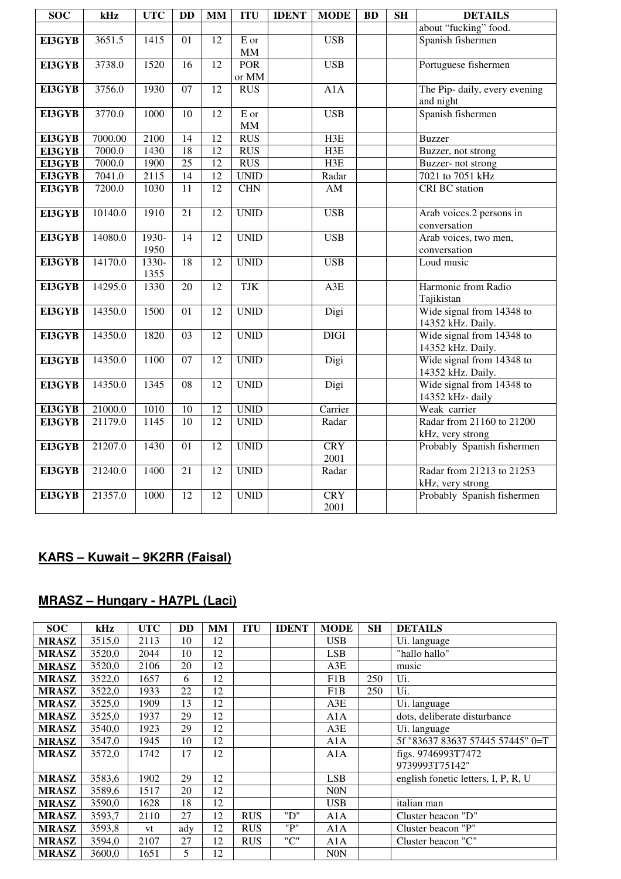| SOC | kHz | UTC | DD | MM | ITU | IDENT | MODE | BD | SH | DETAILS |
|---|---|---|---|---|---|---|---|---|---|---|
| | | | | | | | | | | about "fucking" food. |
| **EI3GYB** | 3651.5 | 1415 | 01 | 12 | E or MM | | USB | | | Spanish fishermen |
| **EI3GYB** | 3738.0 | 1520 | 16 | 12 | POR or MM | | USB | | | Portuguese fishermen |
| **EI3GYB** | 3756.0 | 1930 | 07 | 12 | RUS | | A1A | | | The Pip- daily, every evening and night |
| **EI3GYB** | 3770.0 | 1000 | 10 | 12 | E or MM | | USB | | | Spanish fishermen |
| **EI3GYB** | 7000.00 | 2100 | 14 | 12 | RUS | | H3E | | | Buzzer |
| **EI3GYB** | 7000.0 | 1430 | 18 | 12 | RUS | | H3E | | | Buzzer, not strong |
| **EI3GYB** | 7000.0 | 1900 | 25 | 12 | RUS | | H3E | | | Buzzer- not strong |
| **EI3GYB** | 7041.0 | 2115 | 14 | 12 | UNID | | Radar | | | 7021 to 7051 kHz |
| **EI3GYB** | 7200.0 | 1030 | 11 | 12 | CHN | | AM | | | CRI BC station |
| **EI3GYB** | 10140.0 | 1910 | 21 | 12 | UNID | | USB | | | Arab voices.2 persons in conversation |
| **EI3GYB** | 14080.0 | 1930-1950 | 14 | 12 | UNID | | USB | | | Arab voices, two men, conversation |
| **EI3GYB** | 14170.0 | 1330-1355 | 18 | 12 | UNID | | USB | | | Loud music |
| **EI3GYB** | 14295.0 | 1330 | 20 | 12 | TJK | | A3E | | | Harmonic from Radio Tajikistan |
| **EI3GYB** | 14350.0 | 1500 | 01 | 12 | UNID | | Digi | | | Wide signal from 14348 to 14352 kHz. Daily. |
| **EI3GYB** | 14350.0 | 1820 | 03 | 12 | UNID | | DIGI | | | Wide signal from 14348 to 14352 kHz. Daily. |
| **EI3GYB** | 14350.0 | 1100 | 07 | 12 | UNID | | Digi | | | Wide signal from 14348 to 14352 kHz. Daily. |
| **EI3GYB** | 14350.0 | 1345 | 08 | 12 | UNID | | Digi | | | Wide signal from 14348 to 14352 kHz- daily |
| **EI3GYB** | 21000.0 | 1010 | 10 | 12 | UNID | | Carrier | | | Weak carrier |
| **EI3GYB** | 21179.0 | 1145 | 10 | 12 | UNID | | Radar | | | Radar from 21160 to 21200 kHz, very strong |
| **EI3GYB** | 21207.0 | 1430 | 01 | 12 | UNID | | CRY 2001 | | | Probably Spanish fishermen |
| **EI3GYB** | 21240.0 | 1400 | 21 | 12 | UNID | | Radar | | | Radar from 21213 to 21253 kHz, very strong |
| **EI3GYB** | 21357.0 | 1000 | 12 | 12 | UNID | | CRY 2001 | | | Probably Spanish fishermen |

## KARS – Kuwait – 9K2RR (Faisal)

## MRASZ – Hungary - HA7PL (Laci)

| SOC | kHz | UTC | DD | MM | ITU | IDENT | MODE | SH | DETAILS |
|---|---|---|---|---|---|---|---|---|---|
| **MRASZ** | 3515,0 | 2113 | 10 | 12 | | | USB | | Ui. language |
| **MRASZ** | 3520,0 | 2044 | 10 | 12 | | | LSB | | "hallo hallo" |
| **MRASZ** | 3520,0 | 2106 | 20 | 12 | | | A3E | | music |
| **MRASZ** | 3522,0 | 1657 | 6 | 12 | | | F1B | 250 | Ui. |
| **MRASZ** | 3522,0 | 1933 | 22 | 12 | | | F1B | 250 | Ui. |
| **MRASZ** | 3525,0 | 1909 | 13 | 12 | | | A3E | | Ui. language |
| **MRASZ** | 3525,0 | 1937 | 29 | 12 | | | A1A | | dots, deliberate disturbance |
| **MRASZ** | 3540,0 | 1923 | 29 | 12 | | | A3E | | Ui. language |
| **MRASZ** | 3547,0 | 1945 | 10 | 12 | | | A1A | | 5f "83637 83637 57445 57445" 0=T |
| **MRASZ** | 3572,0 | 1742 | 17 | 12 | | | A1A | | figs. 9746993T7472 9739993T75142" |
| **MRASZ** | 3583,6 | 1902 | 29 | 12 | | | LSB | | english fonetic letters, I, P, R, U |
| **MRASZ** | 3589,6 | 1517 | 20 | 12 | | | N0N | | |
| **MRASZ** | 3590,0 | 1628 | 18 | 12 | | | USB | | italian man |
| **MRASZ** | 3593,7 | 2110 | 27 | 12 | RUS | "D" | A1A | | Cluster beacon "D" |
| **MRASZ** | 3593,8 | vt | ady | 12 | RUS | "P" | A1A | | Cluster beacon "P" |
| **MRASZ** | 3594,0 | 2107 | 27 | 12 | RUS | "C" | A1A | | Cluster beacon "C" |
| **MRASZ** | 3600,0 | 1651 | 5 | 12 | | | N0N | | |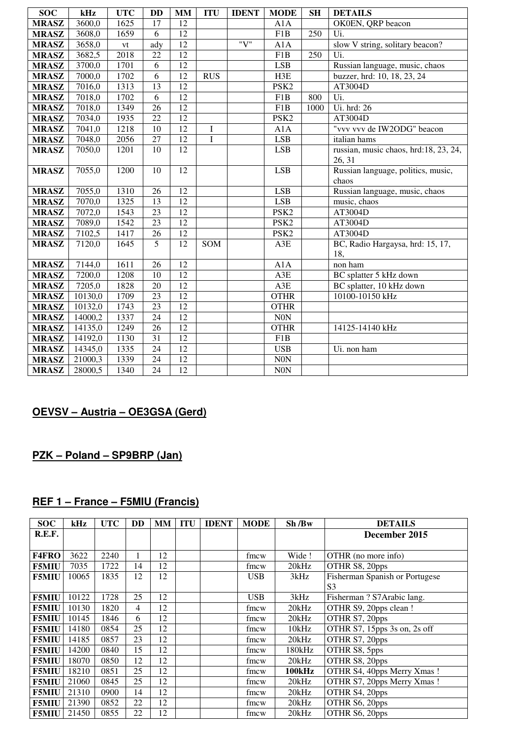| SOC | kHz | UTC | DD | MM | ITU | IDENT | MODE | SH | DETAILS |
|---|---|---|---|---|---|---|---|---|---|
| **MRASZ** | 3600,0 | 1625 | 17 | 12 | | | A1A | | OK0EN, QRP beacon |
| **MRASZ** | 3608,0 | 1659 | 6 | 12 | | | F1B | 250 | Ui. |
| **MRASZ** | 3658,0 | vt | ady | 12 | | "V" | A1A | | slow V string, solitary beacon? |
| **MRASZ** | 3682,5 | 2018 | 22 | 12 | | | F1B | 250 | Ui. |
| **MRASZ** | 3700,0 | 1701 | 6 | 12 | | | LSB | | Russian language, music, chaos |
| **MRASZ** | 7000,0 | 1702 | 6 | 12 | RUS | | H3E | | buzzer, hrd: 10, 18, 23, 24 |
| **MRASZ** | 7016,0 | 1313 | 13 | 12 | | | PSK2 | | AT3004D |
| **MRASZ** | 7018,0 | 1702 | 6 | 12 | | | F1B | 800 | Ui. |
| **MRASZ** | 7018,0 | 1349 | 26 | 12 | | | F1B | 1000 | Ui. hrd: 26 |
| **MRASZ** | 7034,0 | 1935 | 22 | 12 | | | PSK2 | | AT3004D |
| **MRASZ** | 7041,0 | 1218 | 10 | 12 | I | | A1A | | "vvv vvv de IW2ODG" beacon |
| **MRASZ** | 7048,0 | 2056 | 27 | 12 | I | | LSB | | italian hams |
| **MRASZ** | 7050,0 | 1201 | 10 | 12 | | | LSB | | russian, music chaos, hrd:18, 23, 24, 26, 31 |
| **MRASZ** | 7055,0 | 1200 | 10 | 12 | | | LSB | | Russian language, politics, music, chaos |
| **MRASZ** | 7055,0 | 1310 | 26 | 12 | | | LSB | | Russian language, music, chaos |
| **MRASZ** | 7070,0 | 1325 | 13 | 12 | | | LSB | | music, chaos |
| **MRASZ** | 7072,0 | 1543 | 23 | 12 | | | PSK2 | | AT3004D |
| **MRASZ** | 7089,0 | 1542 | 23 | 12 | | | PSK2 | | AT3004D |
| **MRASZ** | 7102,5 | 1417 | 26 | 12 | | | PSK2 | | AT3004D |
| **MRASZ** | 7120,0 | 1645 | 5 | 12 | SOM | | A3E | | BC, Radio Hargaysa, hrd: 15, 17, 18, |
| **MRASZ** | 7144,0 | 1611 | 26 | 12 | | | A1A | | non ham |
| **MRASZ** | 7200,0 | 1208 | 10 | 12 | | | A3E | | BC splatter 5 kHz down |
| **MRASZ** | 7205,0 | 1828 | 20 | 12 | | | A3E | | BC splatter, 10 kHz down |
| **MRASZ** | 10130,0 | 1709 | 23 | 12 | | | OTHR | | 10100-10150 kHz |
| **MRASZ** | 10132,0 | 1743 | 23 | 12 | | | OTHR | | |
| **MRASZ** | 14000,2 | 1337 | 24 | 12 | | | N0N | | |
| **MRASZ** | 14135,0 | 1249 | 26 | 12 | | | OTHR | | 14125-14140 kHz |
| **MRASZ** | 14192,0 | 1130 | 31 | 12 | | | F1B | | |
| **MRASZ** | 14345,0 | 1335 | 24 | 12 | | | USB | | Ui. non ham |
| **MRASZ** | 21000,3 | 1339 | 24 | 12 | | | N0N | | |
| **MRASZ** | 28000,5 | 1340 | 24 | 12 | | | N0N | | |

## OEVSV – Austria – OE3GSA (Gerd)

## PZK – Poland – SP9BRP (Jan)

## REF 1 – France – F5MIU (Francis)

| SOC | kHz | UTC | DD | MM | ITU | IDENT | MODE | Sh /Bw | DETAILS |
|---|---|---|---|---|---|---|---|---|---|
| **R.E.F.** | | | | | | | | | **December 2015** |
| **F4FRO** | 3622 | 2240 | 1 | 12 | | | fmcw | Wide ! | OTHR (no more info) |
| **F5MIU** | 7035 | 1722 | 14 | 12 | | | fmcw | 20kHz | OTHR S8, 20pps |
| **F5MIU** | 10065 | 1835 | 12 | 12 | | | USB | 3kHz | Fisherman Spanish or Portugese S3 |
| **F5MIU** | 10122 | 1728 | 25 | 12 | | | USB | 3kHz | Fisherman ? S7Arabic lang. |
| **F5MIU** | 10130 | 1820 | 4 | 12 | | | fmcw | 20kHz | OTHR S9, 20pps clean ! |
| **F5MIU** | 10145 | 1846 | 6 | 12 | | | fmcw | 20kHz | OTHR S7, 20pps |
| **F5MIU** | 14180 | 0854 | 25 | 12 | | | fmcw | 10kHz | OTHR S7, 15pps 3s on, 2s off |
| **F5MIU** | 14185 | 0857 | 23 | 12 | | | fmcw | 20kHz | OTHR S7, 20pps |
| **F5MIU** | 14200 | 0840 | 15 | 12 | | | fmcw | 180kHz | OTHR S8, 5pps |
| **F5MIU** | 18070 | 0850 | 12 | 12 | | | fmcw | 20kHz | OTHR S8, 20pps |
| **F5MIU** | 18210 | 0851 | 25 | 12 | | | fmcw | **100kHz** | OTHR S4, 40pps Merry Xmas ! |
| **F5MIU** | 21060 | 0845 | 25 | 12 | | | fmcw | 20kHz | OTHR S7, 20pps Merry Xmas ! |
| **F5MIU** | 21310 | 0900 | 14 | 12 | | | fmcw | 20kHz | OTHR S4, 20pps |
| **F5MIU** | 21390 | 0852 | 22 | 12 | | | fmcw | 20kHz | OTHR S6, 20pps |
| **F5MIU** | 21450 | 0855 | 22 | 12 | | | fmcw | 20kHz | OTHR S6, 20pps |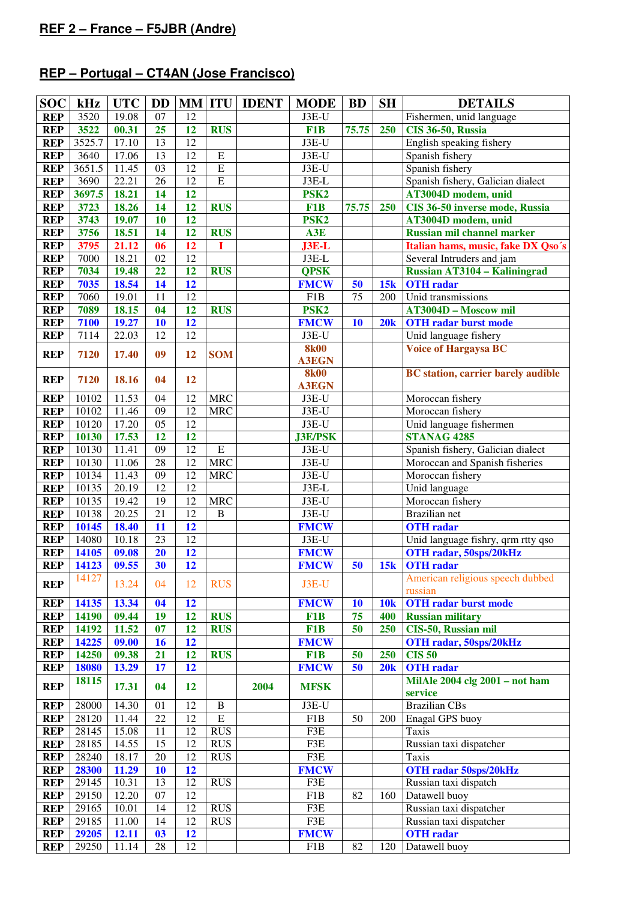**REF 2 – France – F5JBR (Andre)**

**REP – Portugal – CT4AN (Jose Francisco)**

| SOC | kHz | UTC | DD | MM | ITU | IDENT | MODE | BD | SH | DETAILS |
|---|---|---|---|---|---|---|---|---|---|---|
| REP | 3520 | 19.08 | 07 | 12 | | | J3E-U | | | Fishermen, unid language |
| REP | 3522 | 00.31 | 25 | 12 | RUS | | F1B | 75.75 | 250 | CIS 36-50, Russia |
| REP | 3525.7 | 17.10 | 13 | 12 | | | J3E-U | | | English speaking fishery |
| REP | 3640 | 17.06 | 13 | 12 | E | | J3E-U | | | Spanish fishery |
| REP | 3651.5 | 11.45 | 03 | 12 | E | | J3E-U | | | Spanish fishery |
| REP | 3690 | 22.21 | 26 | 12 | E | | J3E-L | | | Spanish fishery, Galician dialect |
| REP | 3697.5 | 18.21 | 14 | 12 | | | PSK2 | | | AT3004D modem, unid |
| REP | 3723 | 18.26 | 14 | 12 | RUS | | F1B | 75.75 | 250 | CIS 36-50 inverse mode, Russia |
| REP | 3743 | 19.07 | 10 | 12 | | | PSK2 | | | AT3004D modem, unid |
| REP | 3756 | 18.51 | 14 | 12 | RUS | | A3E | | | Russian mil channel marker |
| REP | 3795 | 21.12 | 06 | 12 | I | | J3E-L | | | Italian hams, music, fake DX Qso´s |
| REP | 7000 | 18.21 | 02 | 12 | | | J3E-L | | | Several Intruders and jam |
| REP | 7034 | 19.48 | 22 | 12 | RUS | | QPSK | | | Russian AT3104 – Kaliningrad |
| REP | 7035 | 18.54 | 14 | 12 | | | FMCW | 50 | 15k | OTH radar |
| REP | 7060 | 19.01 | 11 | 12 | | | F1B | 75 | 200 | Unid transmissions |
| REP | 7089 | 18.15 | 04 | 12 | RUS | | PSK2 | | | AT3004D – Moscow mil |
| REP | 7100 | 19.27 | 10 | 12 | | | FMCW | 10 | 20k | OTH radar burst mode |
| REP | 7114 | 22.03 | 12 | 12 | | | J3E-U | | | Unid language fishery |
| REP | 7120 | 17.40 | 09 | 12 | SOM | | 8k00 A3EGN | | | Voice of Hargaysa BC |
| REP | 7120 | 18.16 | 04 | 12 | | | 8k00 A3EGN | | | BC station, carrier barely audible |
| REP | 10102 | 11.53 | 04 | 12 | MRC | | J3E-U | | | Moroccan fishery |
| REP | 10102 | 11.46 | 09 | 12 | MRC | | J3E-U | | | Moroccan fishery |
| REP | 10120 | 17.20 | 05 | 12 | | | J3E-U | | | Unid language fishermen |
| REP | 10130 | 17.53 | 12 | 12 | | | J3E/PSK | | | STANAG 4285 |
| REP | 10130 | 11.41 | 09 | 12 | E | | J3E-U | | | Spanish fishery, Galician dialect |
| REP | 10130 | 11.06 | 28 | 12 | MRC | | J3E-U | | | Moroccan and Spanish fisheries |
| REP | 10134 | 11.43 | 09 | 12 | MRC | | J3E-U | | | Moroccan fishery |
| REP | 10135 | 20.19 | 12 | 12 | | | J3E-L | | | Unid language |
| REP | 10135 | 19.42 | 19 | 12 | MRC | | J3E-U | | | Moroccan fishery |
| REP | 10138 | 20.25 | 21 | 12 | B | | J3E-U | | | Brazilian net |
| REP | 10145 | 18.40 | 11 | 12 | | | FMCW | | | OTH radar |
| REP | 14080 | 10.18 | 23 | 12 | | | J3E-U | | | Unid language fishry, qrm rtty qso |
| REP | 14105 | 09.08 | 20 | 12 | | | FMCW | | | OTH radar, 50sps/20kHz |
| REP | 14123 | 09.55 | 30 | 12 | | | FMCW | 50 | 15k | OTH radar |
| REP | 14127 | 13.24 | 04 | 12 | RUS | | J3E-U | | | American religious speech dubbed russian |
| REP | 14135 | 13.34 | 04 | 12 | | | FMCW | 10 | 10k | OTH radar burst mode |
| REP | 14190 | 09.44 | 19 | 12 | RUS | | F1B | 75 | 400 | Russian military |
| REP | 14192 | 11.52 | 07 | 12 | RUS | | F1B | 50 | 250 | CIS-50, Russian mil |
| REP | 14225 | 09.00 | 16 | 12 | | | FMCW | | | OTH radar, 50sps/20kHz |
| REP | 14250 | 09.38 | 21 | 12 | RUS | | F1B | 50 | 250 | CIS 50 |
| REP | 18080 | 13.29 | 17 | 12 | | | FMCW | 50 | 20k | OTH radar |
| REP | 18115 | 17.31 | 04 | 12 | | 2004 | MFSK | | | MilAle 2004 clg 2001 – not ham service |
| REP | 28000 | 14.30 | 01 | 12 | B | | J3E-U | | | Brazilian CBs |
| REP | 28120 | 11.44 | 22 | 12 | E | | F1B | 50 | 200 | Enagal GPS buoy |
| REP | 28145 | 15.08 | 11 | 12 | RUS | | F3E | | | Taxis |
| REP | 28185 | 14.55 | 15 | 12 | RUS | | F3E | | | Russian taxi dispatcher |
| REP | 28240 | 18.17 | 20 | 12 | RUS | | F3E | | | Taxis |
| REP | 28300 | 11.29 | 10 | 12 | | | FMCW | | | OTH radar 50sps/20kHz |
| REP | 29145 | 10.31 | 13 | 12 | RUS | | F3E | | | Russian taxi dispatch |
| REP | 29150 | 12.20 | 07 | 12 | | | F1B | 82 | 160 | Datawell buoy |
| REP | 29165 | 10.01 | 14 | 12 | RUS | | F3E | | | Russian taxi dispatcher |
| REP | 29185 | 11.00 | 14 | 12 | RUS | | F3E | | | Russian taxi dispatcher |
| REP | 29205 | 12.11 | 03 | 12 | | | FMCW | | | OTH radar |
| REP | 29250 | 11.14 | 28 | 12 | | | F1B | 82 | 120 | Datawell buoy |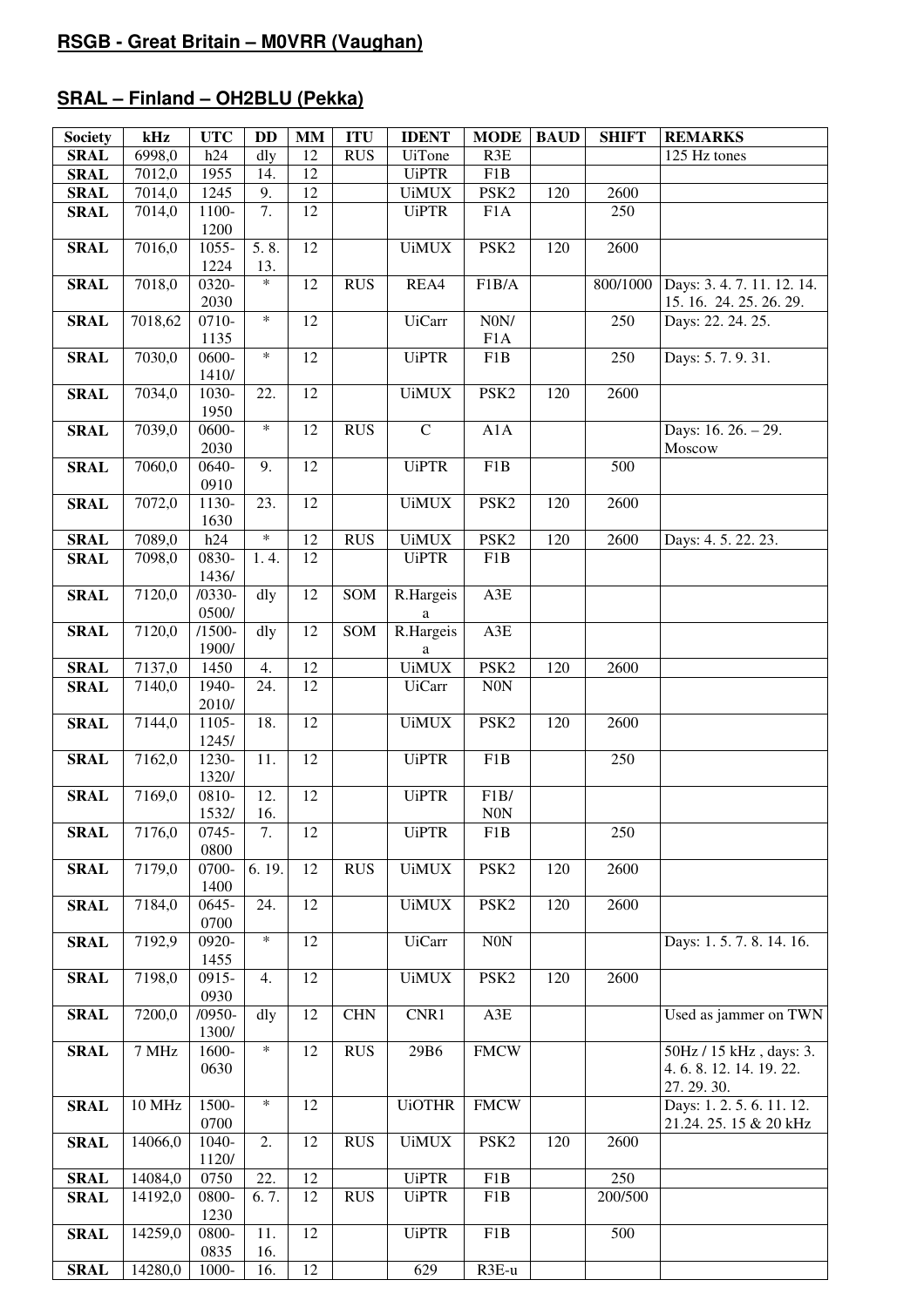## RSGB - Great Britain – M0VRR (Vaughan)

## SRAL – Finland – OH2BLU (Pekka)

| Society | kHz | UTC | DD | MM | ITU | IDENT | MODE | BAUD | SHIFT | REMARKS |
|---|---|---|---|---|---|---|---|---|---|---|
| SRAL | 6998,0 | h24 | dly | 12 | RUS | UiTone | R3E | | | 125 Hz tones |
| SRAL | 7012,0 | 1955 | 14. | 12 | | UiPTR | F1B | | | |
| SRAL | 7014,0 | 1245 | 9. | 12 | | UiMUX | PSK2 | 120 | 2600 | |
| SRAL | 7014,0 | 1100-1200 | 7. | 12 | | UiPTR | F1A | | 250 | |
| SRAL | 7016,0 | 1055-1224 | 5. 8. 13. | 12 | | UiMUX | PSK2 | 120 | 2600 | |
| SRAL | 7018,0 | 0320-2030 | * | 12 | RUS | REA4 | F1B/A | | 800/1000 | Days: 3. 4. 7. 11. 12. 14. 15. 16. 24. 25. 26. 29. |
| SRAL | 7018,62 | 0710-1135 | * | 12 | | UiCarr | N0N/ F1A | | 250 | Days: 22. 24. 25. |
| SRAL | 7030,0 | 0600-1410/ | * | 12 | | UiPTR | F1B | | 250 | Days: 5. 7. 9. 31. |
| SRAL | 7034,0 | 1030-1950 | 22. | 12 | | UiMUX | PSK2 | 120 | 2600 | |
| SRAL | 7039,0 | 0600-2030 | * | 12 | RUS | C | A1A | | | Days: 16. 26. – 29. Moscow |
| SRAL | 7060,0 | 0640-0910 | 9. | 12 | | UiPTR | F1B | | 500 | |
| SRAL | 7072,0 | 1130-1630 | 23. | 12 | | UiMUX | PSK2 | 120 | 2600 | |
| SRAL | 7089,0 | h24 | * | 12 | RUS | UiMUX | PSK2 | 120 | 2600 | Days: 4. 5. 22. 23. |
| SRAL | 7098,0 | 0830-1436/ | 1. 4. | 12 | | UiPTR | F1B | | | |
| SRAL | 7120,0 | /0330-0500/ | dly | 12 | SOM | R.Hargeisa | A3E | | | |
| SRAL | 7120,0 | /1500-1900/ | dly | 12 | SOM | R.Hargeisa | A3E | | | |
| SRAL | 7137,0 | 1450 | 4. | 12 | | UiMUX | PSK2 | 120 | 2600 | |
| SRAL | 7140,0 | 1940-2010/ | 24. | 12 | | UiCarr | N0N | | | |
| SRAL | 7144,0 | 1105-1245/ | 18. | 12 | | UiMUX | PSK2 | 120 | 2600 | |
| SRAL | 7162,0 | 1230-1320/ | 11. | 12 | | UiPTR | F1B | | 250 | |
| SRAL | 7169,0 | 0810-1532/ | 12. 16. | 12 | | UiPTR | F1B/ N0N | | | |
| SRAL | 7176,0 | 0745-0800 | 7. | 12 | | UiPTR | F1B | | 250 | |
| SRAL | 7179,0 | 0700-1400 | 6. 19. | 12 | RUS | UiMUX | PSK2 | 120 | 2600 | |
| SRAL | 7184,0 | 0645-0700 | 24. | 12 | | UiMUX | PSK2 | 120 | 2600 | |
| SRAL | 7192,9 | 0920-1455 | * | 12 | | UiCarr | N0N | | | Days: 1. 5. 7. 8. 14. 16. |
| SRAL | 7198,0 | 0915-0930 | 4. | 12 | | UiMUX | PSK2 | 120 | 2600 | |
| SRAL | 7200,0 | /0950-1300/ | dly | 12 | CHN | CNR1 | A3E | | | Used as jammer on TWN |
| SRAL | 7 MHz | 1600-0630 | * | 12 | RUS | 29B6 | FMCW | | | 50Hz / 15 kHz , days: 3. 4. 6. 8. 12. 14. 19. 22. 27. 29. 30. |
| SRAL | 10 MHz | 1500-0700 | * | 12 | | UiOTHR | FMCW | | | Days: 1. 2. 5. 6. 11. 12. 21.24. 25. 15 & 20 kHz |
| SRAL | 14066,0 | 1040-1120/ | 2. | 12 | RUS | UiMUX | PSK2 | 120 | 2600 | |
| SRAL | 14084,0 | 0750 | 22. | 12 | | UiPTR | F1B | | 250 | |
| SRAL | 14192,0 | 0800-1230 | 6. 7. | 12 | RUS | UiPTR | F1B | | 200/500 | |
| SRAL | 14259,0 | 0800-0835 | 11. 16. | 12 | | UiPTR | F1B | | 500 | |
| SRAL | 14280,0 | 1000- | 16. | 12 | | 629 | R3E-u | | | |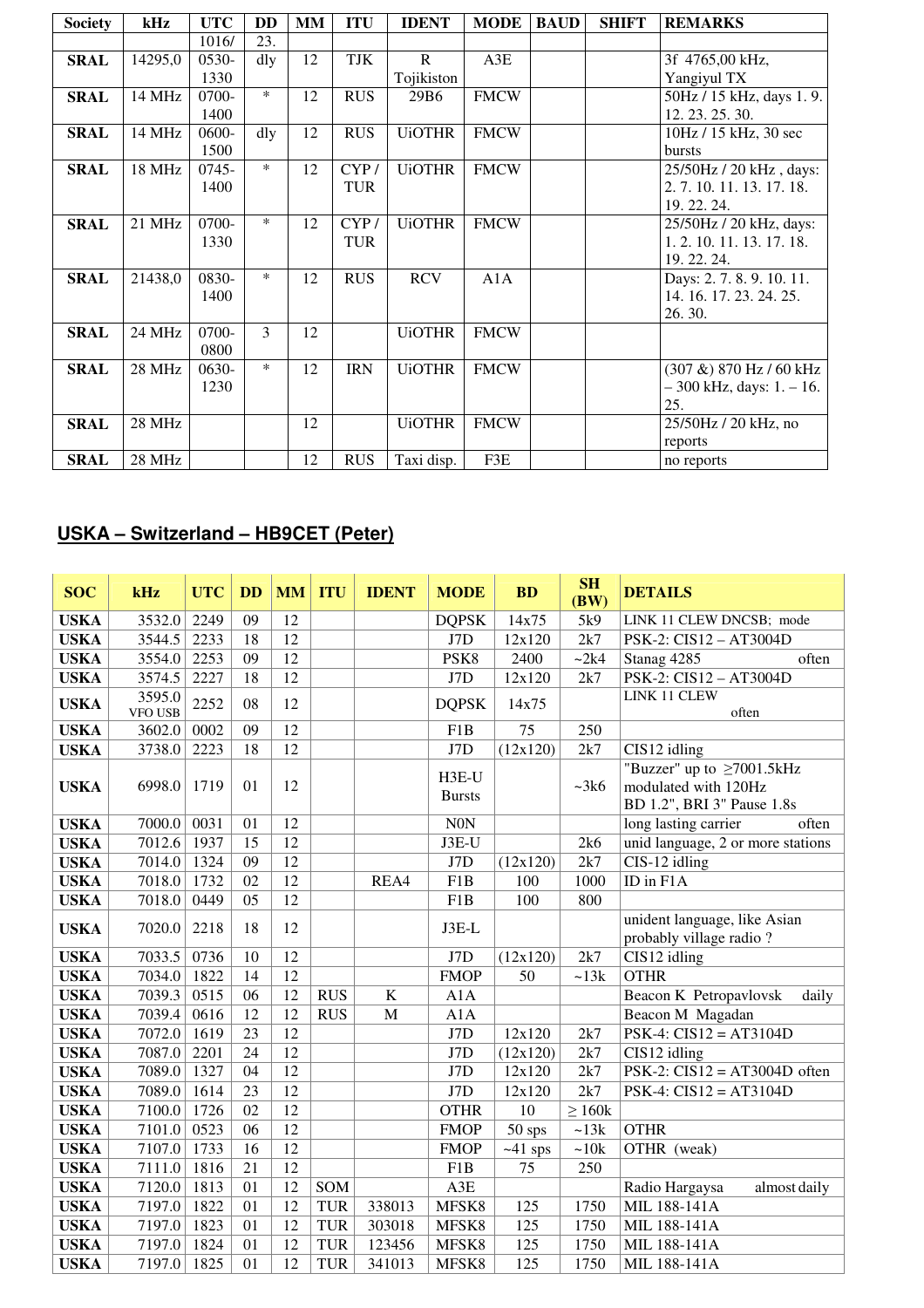| Society | kHz | UTC | DD | MM | ITU | IDENT | MODE | BAUD | SHIFT | REMARKS |
|---|---|---|---|---|---|---|---|---|---|---|
| | | 1016/ | 23. | | | | | | | |
| **SRAL** | 14295,0 | 0530-1330 | dly | 12 | TJK | R Tojikiston | A3E | | | 3f 4765,00 kHz, Yangiyul TX |
| **SRAL** | 14 MHz | 0700-1400 | * | 12 | RUS | 29B6 | FMCW | | | 50Hz / 15 kHz, days 1. 9. 12. 23. 25. 30. |
| **SRAL** | 14 MHz | 0600-1500 | dly | 12 | RUS | UiOTHR | FMCW | | | 10Hz / 15 kHz, 30 sec bursts |
| **SRAL** | 18 MHz | 0745-1400 | * | 12 | CYP / TUR | UiOTHR | FMCW | | | 25/50Hz / 20 kHz , days: 2. 7. 10. 11. 13. 17. 18. 19. 22. 24. |
| **SRAL** | 21 MHz | 0700-1330 | * | 12 | CYP / TUR | UiOTHR | FMCW | | | 25/50Hz / 20 kHz, days: 1. 2. 10. 11. 13. 17. 18. 19. 22. 24. |
| **SRAL** | 21438,0 | 0830-1400 | * | 12 | RUS | RCV | A1A | | | Days: 2. 7. 8. 9. 10. 11. 14. 16. 17. 23. 24. 25. 26. 30. |
| **SRAL** | 24 MHz | 0700-0800 | 3 | 12 | | UiOTHR | FMCW | | | |
| **SRAL** | 28 MHz | 0630-1230 | * | 12 | IRN | UiOTHR | FMCW | | | (307 &) 870 Hz / 60 kHz – 300 kHz, days: 1. – 16. 25. |
| **SRAL** | 28 MHz | | | 12 | | UiOTHR | FMCW | | | 25/50Hz / 20 kHz, no reports |
| **SRAL** | 28 MHz | | | 12 | RUS | Taxi disp. | F3E | | | no reports |

## USKA – Switzerland – HB9CET (Peter)

| SOC | kHz | UTC | DD | MM | ITU | IDENT | MODE | BD | SH (BW) | DETAILS |
|---|---|---|---|---|---|---|---|---|---|---|
| **USKA** | 3532.0 | 2249 | 09 | 12 | | | DQPSK | 14x75 | 5k9 | LINK 11 CLEW DNCSB; mode |
| **USKA** | 3544.5 | 2233 | 18 | 12 | | | J7D | 12x120 | 2k7 | PSK-2: CIS12 – AT3004D |
| **USKA** | 3554.0 | 2253 | 09 | 12 | | | PSK8 | 2400 | ~2k4 | Stanag 4285 often |
| **USKA** | 3574.5 | 2227 | 18 | 12 | | | J7D | 12x120 | 2k7 | PSK-2: CIS12 – AT3004D |
| **USKA** | 3595.0 VFO USB | 2252 | 08 | 12 | | | DQPSK | 14x75 | | LINK 11 CLEW often |
| **USKA** | 3602.0 | 0002 | 09 | 12 | | | F1B | 75 | 250 | |
| **USKA** | 3738.0 | 2223 | 18 | 12 | | | J7D | (12x120) | 2k7 | CIS12 idling |
| **USKA** | 6998.0 | 1719 | 01 | 12 | | | H3E-U Bursts | | ~3k6 | "Buzzer" up to ≥7001.5kHz modulated with 120Hz BD 1.2", BRI 3" Pause 1.8s |
| **USKA** | 7000.0 | 0031 | 01 | 12 | | | N0N | | | long lasting carrier often |
| **USKA** | 7012.6 | 1937 | 15 | 12 | | | J3E-U | | 2k6 | unid language, 2 or more stations |
| **USKA** | 7014.0 | 1324 | 09 | 12 | | | J7D | (12x120) | 2k7 | CIS-12 idling |
| **USKA** | 7018.0 | 1732 | 02 | 12 | | REA4 | F1B | 100 | 1000 | ID in F1A |
| **USKA** | 7018.0 | 0449 | 05 | 12 | | | F1B | 100 | 800 | |
| **USKA** | 7020.0 | 2218 | 18 | 12 | | | J3E-L | | | unident language, like Asian probably village radio ? |
| **USKA** | 7033.5 | 0736 | 10 | 12 | | | J7D | (12x120) | 2k7 | CIS12 idling |
| **USKA** | 7034.0 | 1822 | 14 | 12 | | | FMOP | 50 | ~13k | OTHR |
| **USKA** | 7039.3 | 0515 | 06 | 12 | RUS | K | A1A | | | Beacon K Petropavlovsk daily |
| **USKA** | 7039.4 | 0616 | 12 | 12 | RUS | M | A1A | | | Beacon M Magadan |
| **USKA** | 7072.0 | 1619 | 23 | 12 | | | J7D | 12x120 | 2k7 | PSK-4: CIS12 = AT3104D |
| **USKA** | 7087.0 | 2201 | 24 | 12 | | | J7D | (12x120) | 2k7 | CIS12 idling |
| **USKA** | 7089.0 | 1327 | 04 | 12 | | | J7D | 12x120 | 2k7 | PSK-2: CIS12 = AT3004D often |
| **USKA** | 7089.0 | 1614 | 23 | 12 | | | J7D | 12x120 | 2k7 | PSK-4: CIS12 = AT3104D |
| **USKA** | 7100.0 | 1726 | 02 | 12 | | | OTHR | 10 | ≥ 160k | |
| **USKA** | 7101.0 | 0523 | 06 | 12 | | | FMOP | 50 sps | ~13k | OTHR |
| **USKA** | 7107.0 | 1733 | 16 | 12 | | | FMOP | ~41 sps | ~10k | OTHR (weak) |
| **USKA** | 7111.0 | 1816 | 21 | 12 | | | F1B | 75 | 250 | |
| **USKA** | 7120.0 | 1813 | 01 | 12 | SOM | | A3E | | | Radio Hargaysa almost daily |
| **USKA** | 7197.0 | 1822 | 01 | 12 | TUR | 338013 | MFSK8 | 125 | 1750 | MIL 188-141A |
| **USKA** | 7197.0 | 1823 | 01 | 12 | TUR | 303018 | MFSK8 | 125 | 1750 | MIL 188-141A |
| **USKA** | 7197.0 | 1824 | 01 | 12 | TUR | 123456 | MFSK8 | 125 | 1750 | MIL 188-141A |
| **USKA** | 7197.0 | 1825 | 01 | 12 | TUR | 341013 | MFSK8 | 125 | 1750 | MIL 188-141A |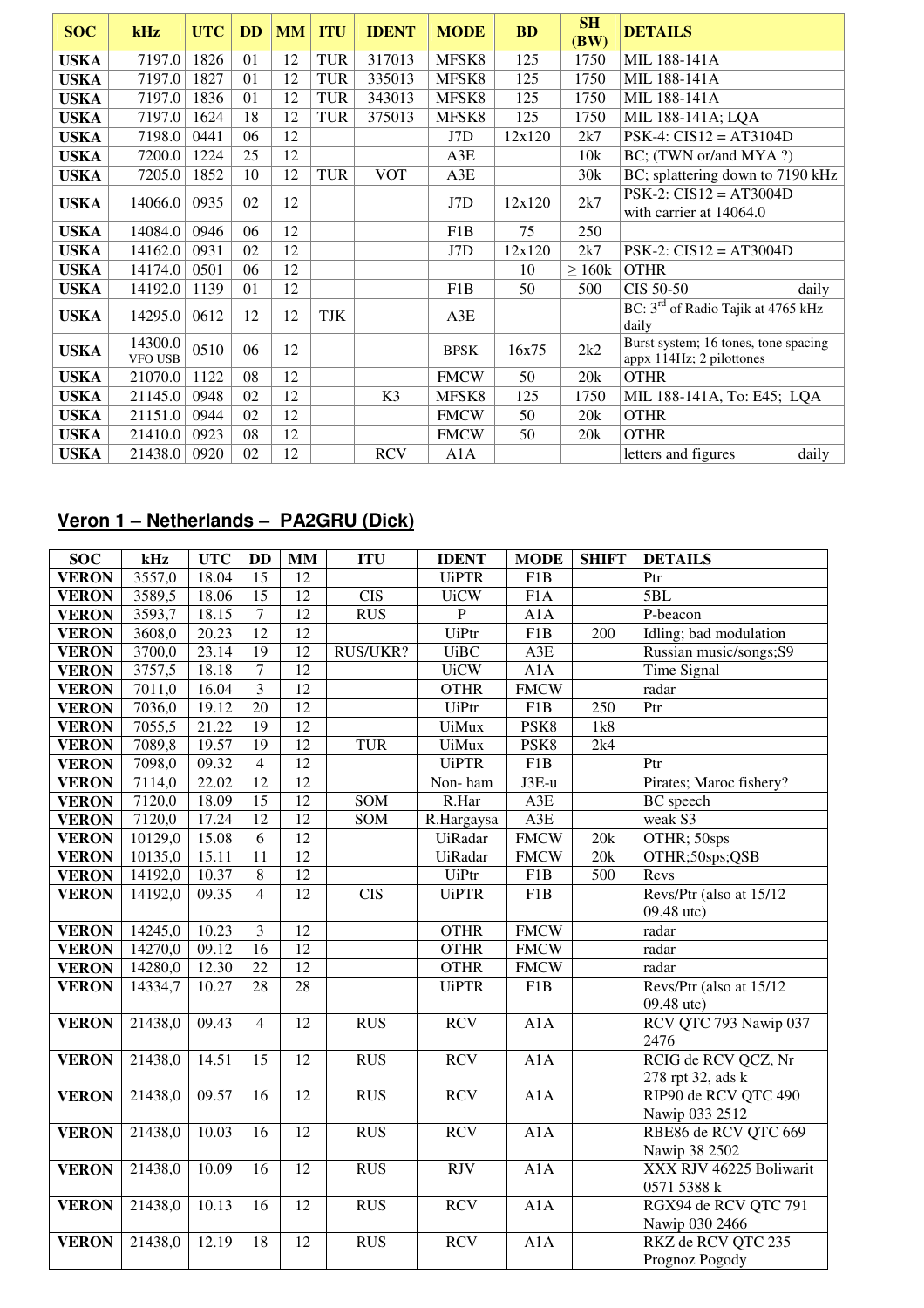| SOC | kHz | UTC | DD | MM | ITU | IDENT | MODE | BD | SH (BW) | DETAILS |
|---|---|---|---|---|---|---|---|---|---|---|
| USKA | 7197.0 | 1826 | 01 | 12 | TUR | 317013 | MFSK8 | 125 | 1750 | MIL 188-141A |
| USKA | 7197.0 | 1827 | 01 | 12 | TUR | 335013 | MFSK8 | 125 | 1750 | MIL 188-141A |
| USKA | 7197.0 | 1836 | 01 | 12 | TUR | 343013 | MFSK8 | 125 | 1750 | MIL 188-141A |
| USKA | 7197.0 | 1624 | 18 | 12 | TUR | 375013 | MFSK8 | 125 | 1750 | MIL 188-141A; LQA |
| USKA | 7198.0 | 0441 | 06 | 12 | | | J7D | 12x120 | 2k7 | PSK-4: CIS12 = AT3104D |
| USKA | 7200.0 | 1224 | 25 | 12 | | | A3E | | 10k | BC; (TWN or/and MYA ?) |
| USKA | 7205.0 | 1852 | 10 | 12 | TUR | VOT | A3E | | 30k | BC; splattering down to 7190 kHz |
| USKA | 14066.0 | 0935 | 02 | 12 | | | J7D | 12x120 | 2k7 | PSK-2: CIS12 = AT3004D with carrier at 14064.0 |
| USKA | 14084.0 | 0946 | 06 | 12 | | | F1B | 75 | 250 | |
| USKA | 14162.0 | 0931 | 02 | 12 | | | J7D | 12x120 | 2k7 | PSK-2: CIS12 = AT3004D |
| USKA | 14174.0 | 0501 | 06 | 12 | | | | 10 | ≥ 160k | OTHR |
| USKA | 14192.0 | 1139 | 01 | 12 | | | F1B | 50 | 500 | CIS 50-50 daily |
| USKA | 14295.0 | 0612 | 12 | 12 | TJK | | A3E | | | BC: 3rd of Radio Tajik at 4765 kHz daily |
| USKA | 14300.0 VFO USB | 0510 | 06 | 12 | | | BPSK | 16x75 | 2k2 | Burst system; 16 tones, tone spacing appx 114Hz; 2 pilottones |
| USKA | 21070.0 | 1122 | 08 | 12 | | | FMCW | 50 | 20k | OTHR |
| USKA | 21145.0 | 0948 | 02 | 12 | | K3 | MFSK8 | 125 | 1750 | MIL 188-141A, To: E45; LQA |
| USKA | 21151.0 | 0944 | 02 | 12 | | | FMCW | 50 | 20k | OTHR |
| USKA | 21410.0 | 0923 | 08 | 12 | | | FMCW | 50 | 20k | OTHR |
| USKA | 21438.0 | 0920 | 02 | 12 | | RCV | A1A | | | letters and figures daily |

## Veron 1 – Netherlands – PA2GRU (Dick)

| SOC | kHz | UTC | DD | MM | ITU | IDENT | MODE | SHIFT | DETAILS |
|---|---|---|---|---|---|---|---|---|---|
| VERON | 3557,0 | 18.04 | 15 | 12 | | UiPTR | F1B | | Ptr |
| VERON | 3589,5 | 18.06 | 15 | 12 | CIS | UiCW | F1A | | 5BL |
| VERON | 3593,7 | 18.15 | 7 | 12 | RUS | P | A1A | | P-beacon |
| VERON | 3608,0 | 20.23 | 12 | 12 | | UiPtr | F1B | 200 | Idling; bad modulation |
| VERON | 3700,0 | 23.14 | 19 | 12 | RUS/UKR? | UiBC | A3E | | Russian music/songs;S9 |
| VERON | 3757,5 | 18.18 | 7 | 12 | | UiCW | A1A | | Time Signal |
| VERON | 7011,0 | 16.04 | 3 | 12 | | OTHR | FMCW | | radar |
| VERON | 7036,0 | 19.12 | 20 | 12 | | UiPtr | F1B | 250 | Ptr |
| VERON | 7055,5 | 21.22 | 19 | 12 | | UiMux | PSK8 | 1k8 | |
| VERON | 7089,8 | 19.57 | 19 | 12 | TUR | UiMux | PSK8 | 2k4 | |
| VERON | 7098,0 | 09.32 | 4 | 12 | | UiPTR | F1B | | Ptr |
| VERON | 7114,0 | 22.02 | 12 | 12 | | Non- ham | J3E-u | | Pirates; Maroc fishery? |
| VERON | 7120,0 | 18.09 | 15 | 12 | SOM | R.Har | A3E | | BC speech |
| VERON | 7120,0 | 17.24 | 12 | 12 | SOM | R.Hargaysa | A3E | | weak S3 |
| VERON | 10129,0 | 15.08 | 6 | 12 | | UiRadar | FMCW | 20k | OTHR; 50sps |
| VERON | 10135,0 | 15.11 | 11 | 12 | | UiRadar | FMCW | 20k | OTHR;50sps;QSB |
| VERON | 14192,0 | 10.37 | 8 | 12 | | UiPtr | F1B | 500 | Revs |
| VERON | 14192,0 | 09.35 | 4 | 12 | CIS | UiPTR | F1B | | Revs/Ptr (also at 15/12 09.48 utc) |
| VERON | 14245,0 | 10.23 | 3 | 12 | | OTHR | FMCW | | radar |
| VERON | 14270,0 | 09.12 | 16 | 12 | | OTHR | FMCW | | radar |
| VERON | 14280,0 | 12.30 | 22 | 12 | | OTHR | FMCW | | radar |
| VERON | 14334,7 | 10.27 | 28 | 28 | | UiPTR | F1B | | Revs/Ptr (also at 15/12 09.48 utc) |
| VERON | 21438,0 | 09.43 | 4 | 12 | RUS | RCV | A1A | | RCV QTC 793 Nawip 037 2476 |
| VERON | 21438,0 | 14.51 | 15 | 12 | RUS | RCV | A1A | | RCIG de RCV QCZ, Nr 278 rpt 32, ads k |
| VERON | 21438,0 | 09.57 | 16 | 12 | RUS | RCV | A1A | | RIP90 de RCV QTC 490 Nawip 033 2512 |
| VERON | 21438,0 | 10.03 | 16 | 12 | RUS | RCV | A1A | | RBE86 de RCV QTC 669 Nawip 38 2502 |
| VERON | 21438,0 | 10.09 | 16 | 12 | RUS | RJV | A1A | | XXX RJV 46225 Boliwarit 0571 5388 k |
| VERON | 21438,0 | 10.13 | 16 | 12 | RUS | RCV | A1A | | RGX94 de RCV QTC 791 Nawip 030 2466 |
| VERON | 21438,0 | 12.19 | 18 | 12 | RUS | RCV | A1A | | RKZ de RCV QTC 235 Prognoz Pogody |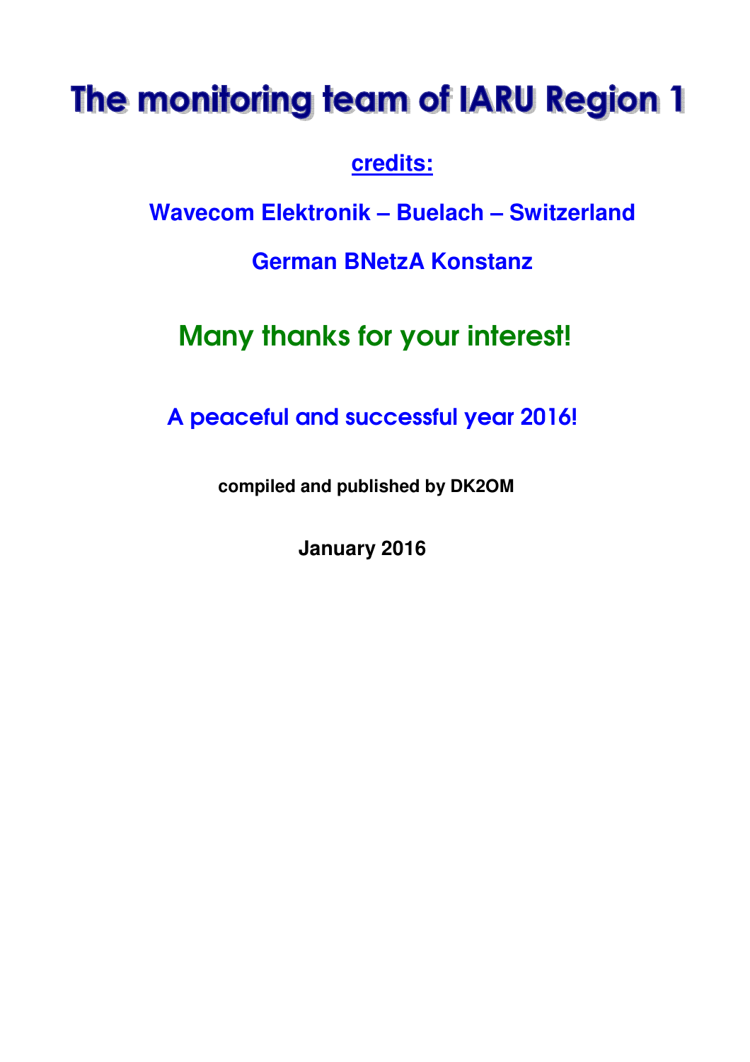# The monitoring team of IARU Region 1

**credits:**

**Wavecom Elektronik – Buelach – Switzerland**

**German BNetzA Konstanz**

## Many thanks for your interest!

### A peaceful and successful year 2016!

**compiled and published by DK2OM**

**January 2016**